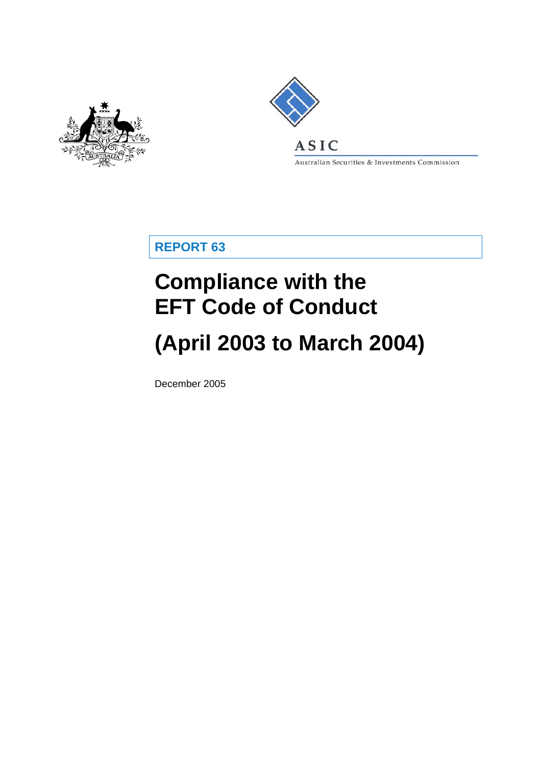ASIC

Australian Securities & Investments Commission

**REPORT 63**

# Compliance with the EFT Code of Conduct

# (April 2003 to March 2004)

December 2005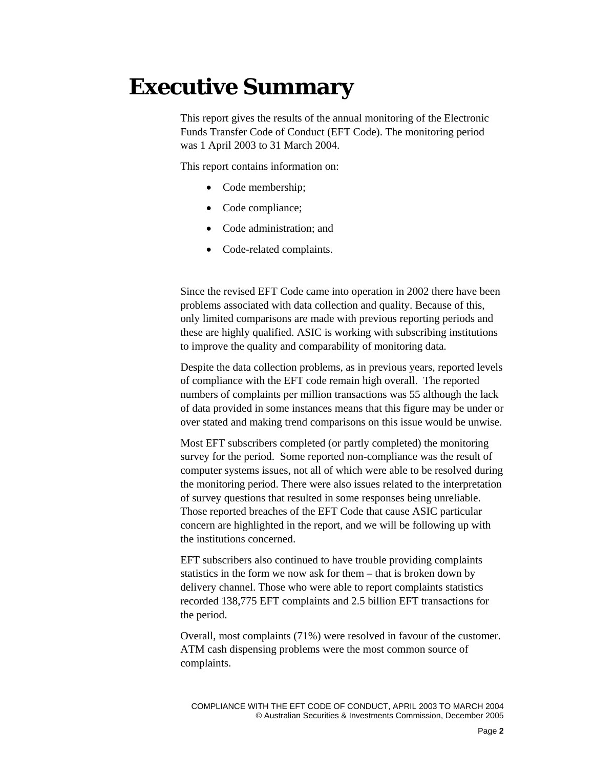# Executive Summary

This report gives the results of the annual monitoring of the Electronic Funds Transfer Code of Conduct (EFT Code). The monitoring period was 1 April 2003 to 31 March 2004.

This report contains information on:

- Code membership;
- Code compliance;
- Code administration; and
- Code-related complaints.

Since the revised EFT Code came into operation in 2002 there have been problems associated with data collection and quality. Because of this, only limited comparisons are made with previous reporting periods and these are highly qualified. ASIC is working with subscribing institutions to improve the quality and comparability of monitoring data.

Despite the data collection problems, as in previous years, reported levels of compliance with the EFT code remain high overall. The reported numbers of complaints per million transactions was 55 although the lack of data provided in some instances means that this figure may be under or over stated and making trend comparisons on this issue would be unwise.

Most EFT subscribers completed (or partly completed) the monitoring survey for the period. Some reported non-compliance was the result of computer systems issues, not all of which were able to be resolved during the monitoring period. There were also issues related to the interpretation of survey questions that resulted in some responses being unreliable. Those reported breaches of the EFT Code that cause ASIC particular concern are highlighted in the report, and we will be following up with the institutions concerned.

EFT subscribers also continued to have trouble providing complaints statistics in the form we now ask for them – that is broken down by delivery channel. Those who were able to report complaints statistics recorded 138,775 EFT complaints and 2.5 billion EFT transactions for the period.

Overall, most complaints (71%) were resolved in favour of the customer. ATM cash dispensing problems were the most common source of complaints.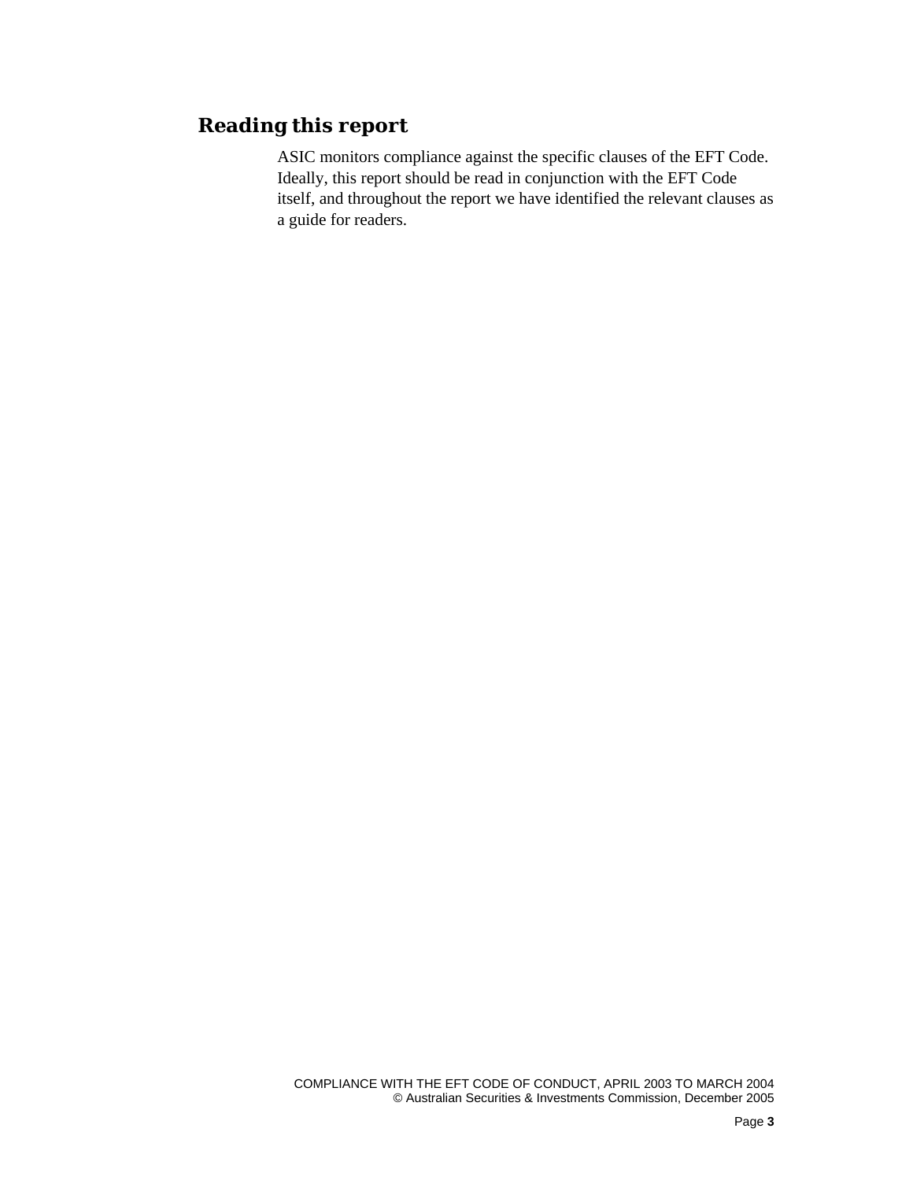## Reading this report

ASIC monitors compliance against the specific clauses of the EFT Code. Ideally, this report should be read in conjunction with the EFT Code itself, and throughout the report we have identified the relevant clauses as a guide for readers.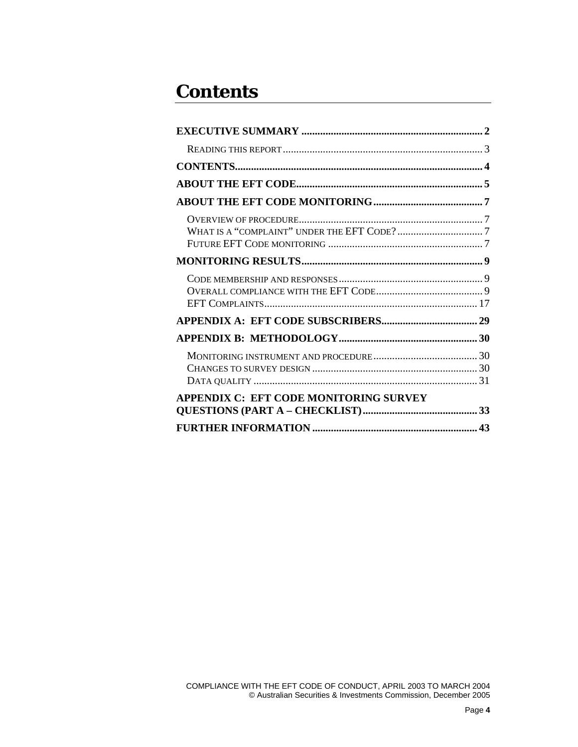# Contents

**EXECUTIVE SUMMARY** .................................................................... 2

- Reading this report ........................................................................... 3

**CONTENTS**............................................................................................ 4

**ABOUT THE EFT CODE**...................................................................... 5

**ABOUT THE EFT CODE MONITORING**......................................... 7

- Overview of procedure..................................................................... 7
- What is a "complaint" under the EFT Code? ................................ 7
- Future EFT Code monitoring .......................................................... 7

**MONITORING RESULTS**.................................................................... 9

- Code membership and responses ...................................................... 9
- Overall compliance with the EFT Code........................................ 9
- EFT Complaints................................................................................ 17

**APPENDIX A: EFT CODE SUBSCRIBERS**.................................... 29

**APPENDIX B: METHODOLOGY**.................................................... 30

- Monitoring instrument and procedure....................................... 30
- Changes to survey design .............................................................. 30
- Data quality .................................................................................... 31

**APPENDIX C: EFT CODE MONITORING SURVEY QUESTIONS (PART A – CHECKLIST)**........................................... 33

**FURTHER INFORMATION** .............................................................. 43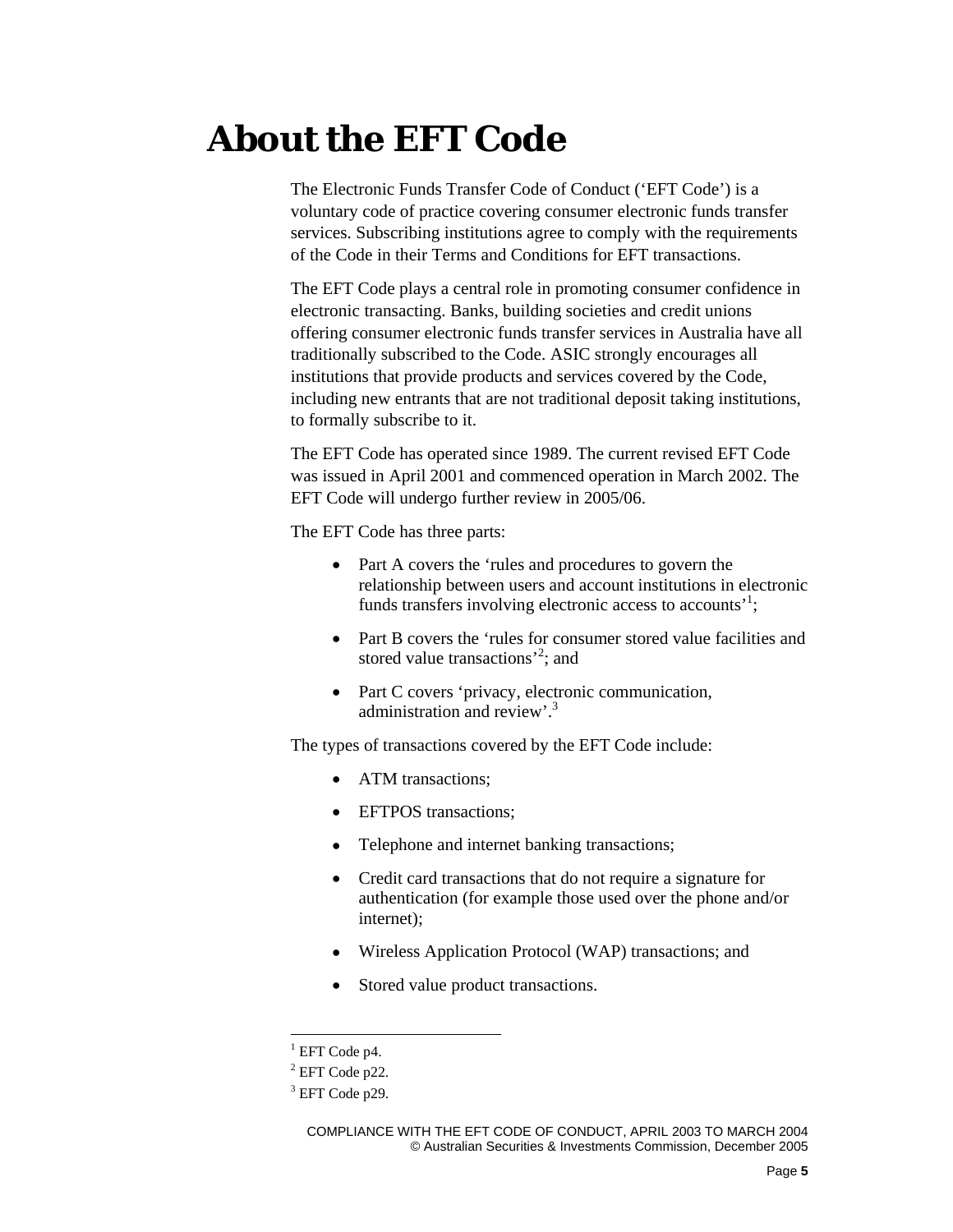# About the EFT Code

The Electronic Funds Transfer Code of Conduct ('EFT Code') is a voluntary code of practice covering consumer electronic funds transfer services. Subscribing institutions agree to comply with the requirements of the Code in their Terms and Conditions for EFT transactions.

The EFT Code plays a central role in promoting consumer confidence in electronic transacting. Banks, building societies and credit unions offering consumer electronic funds transfer services in Australia have all traditionally subscribed to the Code. ASIC strongly encourages all institutions that provide products and services covered by the Code, including new entrants that are not traditional deposit taking institutions, to formally subscribe to it.

The EFT Code has operated since 1989. The current revised EFT Code was issued in April 2001 and commenced operation in March 2002. The EFT Code will undergo further review in 2005/06.

The EFT Code has three parts:

- Part A covers the 'rules and procedures to govern the relationship between users and account institutions in electronic funds transfers involving electronic access to accounts'[1];
- Part B covers the 'rules for consumer stored value facilities and stored value transactions'[2]; and
- Part C covers 'privacy, electronic communication, administration and review'.[3]

The types of transactions covered by the EFT Code include:

- ATM transactions;
- EFTPOS transactions;
- Telephone and internet banking transactions;
- Credit card transactions that do not require a signature for authentication (for example those used over the phone and/or internet);
- Wireless Application Protocol (WAP) transactions; and
- Stored value product transactions.

---

[1] EFT Code p4.

[2] EFT Code p22.

[3] EFT Code p29.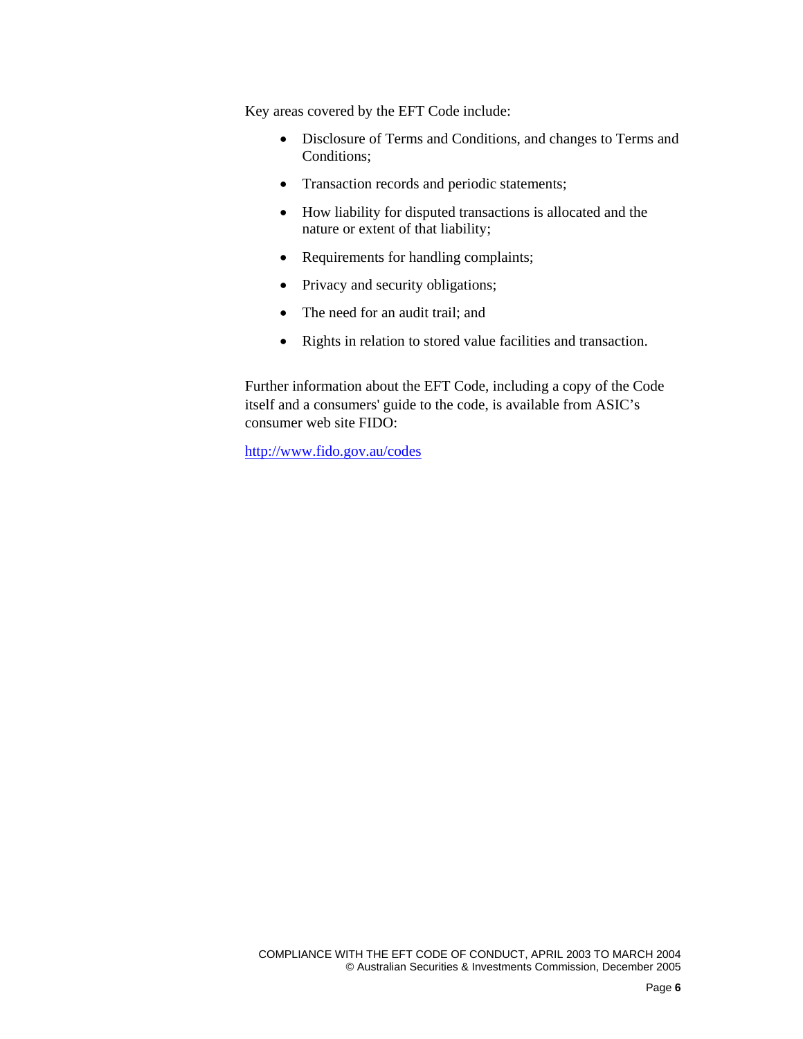Key areas covered by the EFT Code include:

- Disclosure of Terms and Conditions, and changes to Terms and Conditions;
- Transaction records and periodic statements;
- How liability for disputed transactions is allocated and the nature or extent of that liability;
- Requirements for handling complaints;
- Privacy and security obligations;
- The need for an audit trail; and
- Rights in relation to stored value facilities and transaction.

Further information about the EFT Code, including a copy of the Code itself and a consumers' guide to the code, is available from ASIC's consumer web site FIDO:

[http://www.fido.gov.au/codes](http://www.fido.gov.au/codes)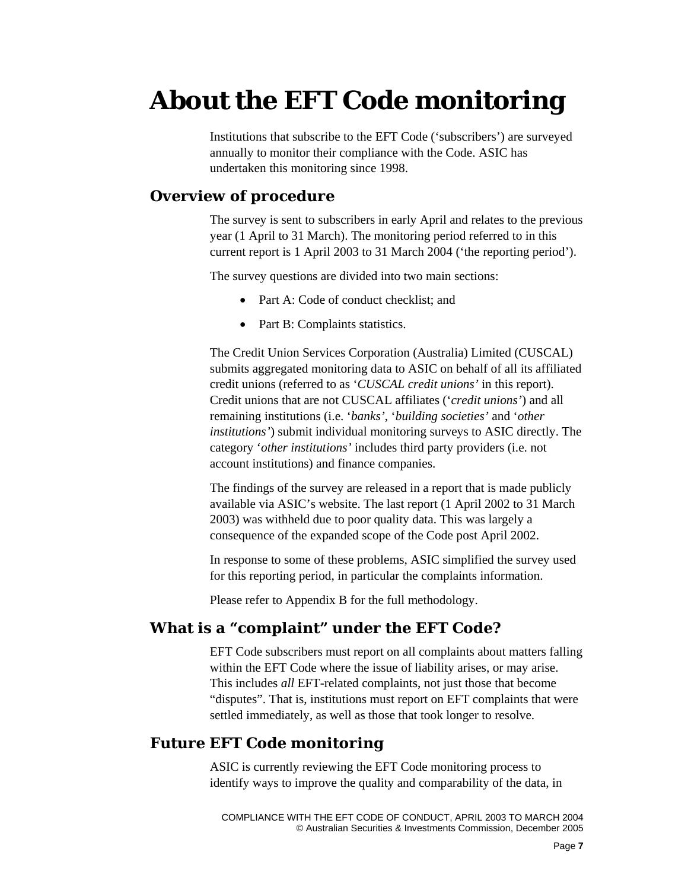# About the EFT Code monitoring

Institutions that subscribe to the EFT Code ('subscribers') are surveyed annually to monitor their compliance with the Code. ASIC has undertaken this monitoring since 1998.

## Overview of procedure

The survey is sent to subscribers in early April and relates to the previous year (1 April to 31 March). The monitoring period referred to in this current report is 1 April 2003 to 31 March 2004 ('the reporting period').

The survey questions are divided into two main sections:

- Part A: Code of conduct checklist; and
- Part B: Complaints statistics.

The Credit Union Services Corporation (Australia) Limited (CUSCAL) submits aggregated monitoring data to ASIC on behalf of all its affiliated credit unions (referred to as '*CUSCAL credit unions'* in this report). Credit unions that are not CUSCAL affiliates ('*credit unions'*) and all remaining institutions (i.e. '*banks*', '*building societies'* and '*other institutions'*) submit individual monitoring surveys to ASIC directly. The category '*other institutions'* includes third party providers (i.e. not account institutions) and finance companies.

The findings of the survey are released in a report that is made publicly available via ASIC's website. The last report (1 April 2002 to 31 March 2003) was withheld due to poor quality data. This was largely a consequence of the expanded scope of the Code post April 2002.

In response to some of these problems, ASIC simplified the survey used for this reporting period, in particular the complaints information.

Please refer to Appendix B for the full methodology.

## What is a "complaint" under the EFT Code?

EFT Code subscribers must report on all complaints about matters falling within the EFT Code where the issue of liability arises, or may arise. This includes *all* EFT-related complaints, not just those that become "disputes". That is, institutions must report on EFT complaints that were settled immediately, as well as those that took longer to resolve.

## Future EFT Code monitoring

ASIC is currently reviewing the EFT Code monitoring process to identify ways to improve the quality and comparability of the data, in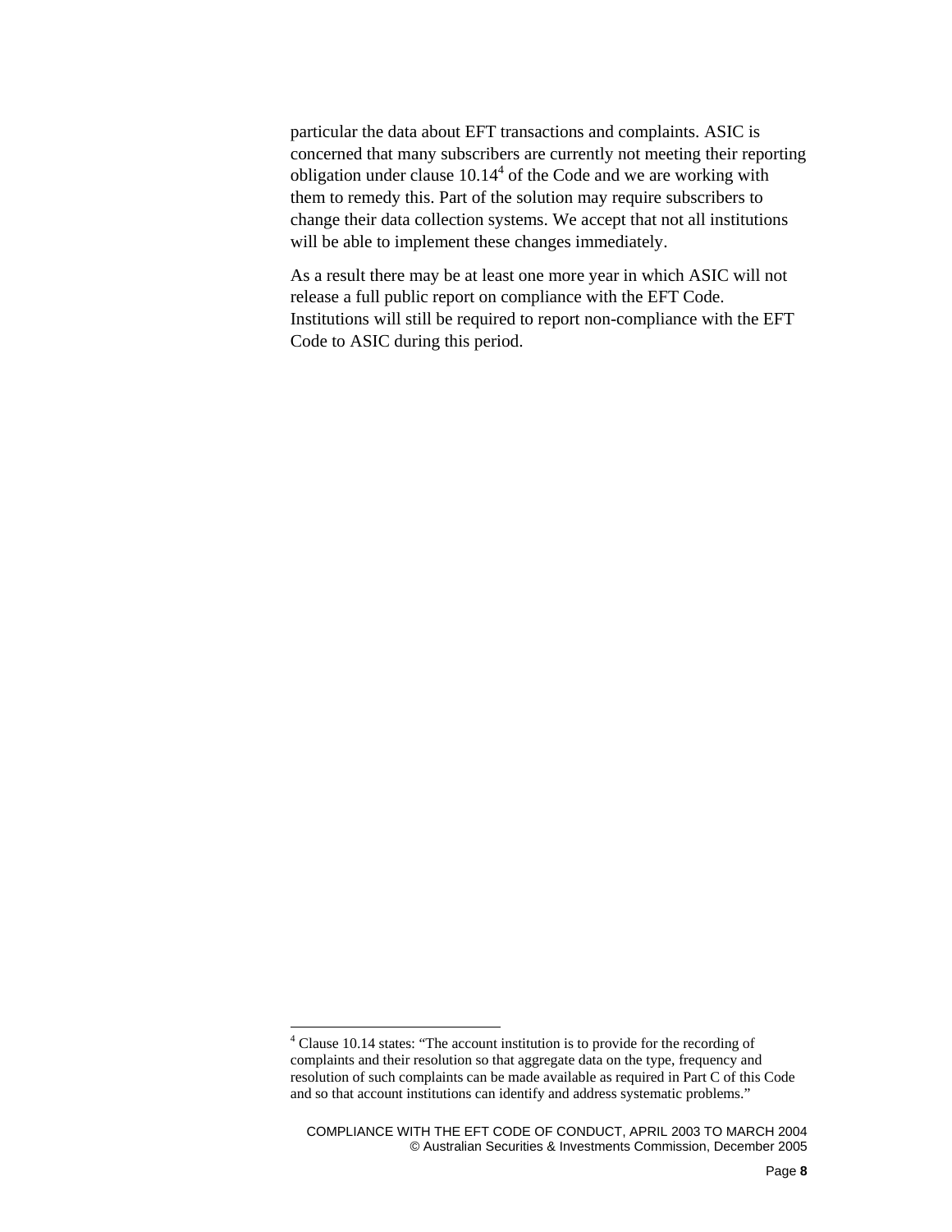particular the data about EFT transactions and complaints. ASIC is concerned that many subscribers are currently not meeting their reporting obligation under clause 10.14[4] of the Code and we are working with them to remedy this. Part of the solution may require subscribers to change their data collection systems. We accept that not all institutions will be able to implement these changes immediately.

As a result there may be at least one more year in which ASIC will not release a full public report on compliance with the EFT Code. Institutions will still be required to report non-compliance with the EFT Code to ASIC during this period.

---

[4] Clause 10.14 states: "The account institution is to provide for the recording of complaints and their resolution so that aggregate data on the type, frequency and resolution of such complaints can be made available as required in Part C of this Code and so that account institutions can identify and address systematic problems."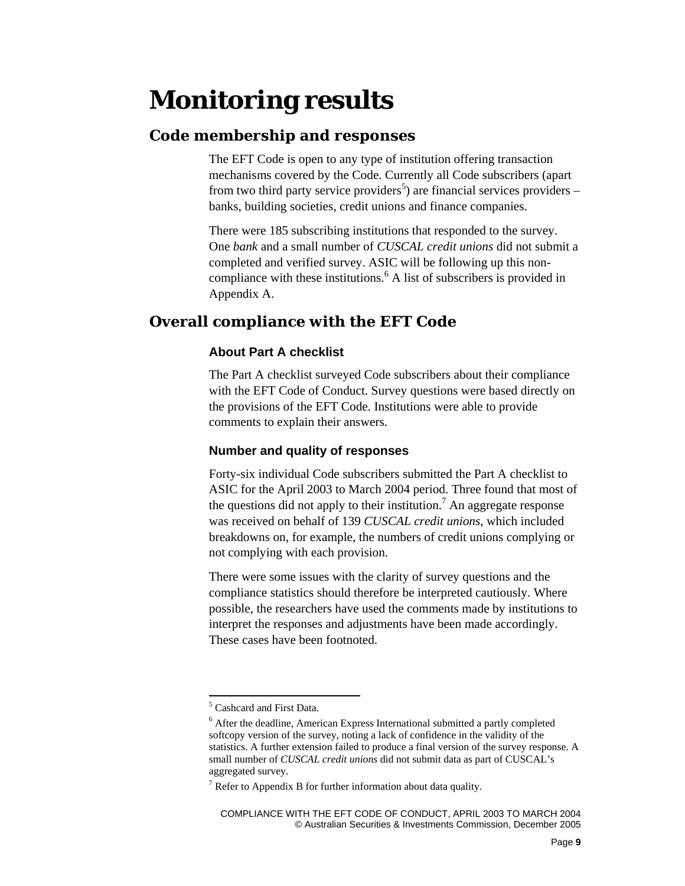# Monitoring results

## Code membership and responses

The EFT Code is open to any type of institution offering transaction mechanisms covered by the Code. Currently all Code subscribers (apart from two third party service providers[5]) are financial services providers – banks, building societies, credit unions and finance companies.

There were 185 subscribing institutions that responded to the survey. One *bank* and a small number of *CUSCAL credit unions* did not submit a completed and verified survey. ASIC will be following up this non-compliance with these institutions.[6] A list of subscribers is provided in Appendix A.

## Overall compliance with the EFT Code

### About Part A checklist

The Part A checklist surveyed Code subscribers about their compliance with the EFT Code of Conduct. Survey questions were based directly on the provisions of the EFT Code. Institutions were able to provide comments to explain their answers.

### Number and quality of responses

Forty-six individual Code subscribers submitted the Part A checklist to ASIC for the April 2003 to March 2004 period. Three found that most of the questions did not apply to their institution.[7] An aggregate response was received on behalf of 139 *CUSCAL credit unions*, which included breakdowns on, for example, the numbers of credit unions complying or not complying with each provision.

There were some issues with the clarity of survey questions and the compliance statistics should therefore be interpreted cautiously. Where possible, the researchers have used the comments made by institutions to interpret the responses and adjustments have been made accordingly. These cases have been footnoted.

---

[5] Cashcard and First Data.

[6] After the deadline, American Express International submitted a partly completed softcopy version of the survey, noting a lack of confidence in the validity of the statistics. A further extension failed to produce a final version of the survey response. A small number of *CUSCAL credit unions* did not submit data as part of CUSCAL's aggregated survey.

[7] Refer to Appendix B for further information about data quality.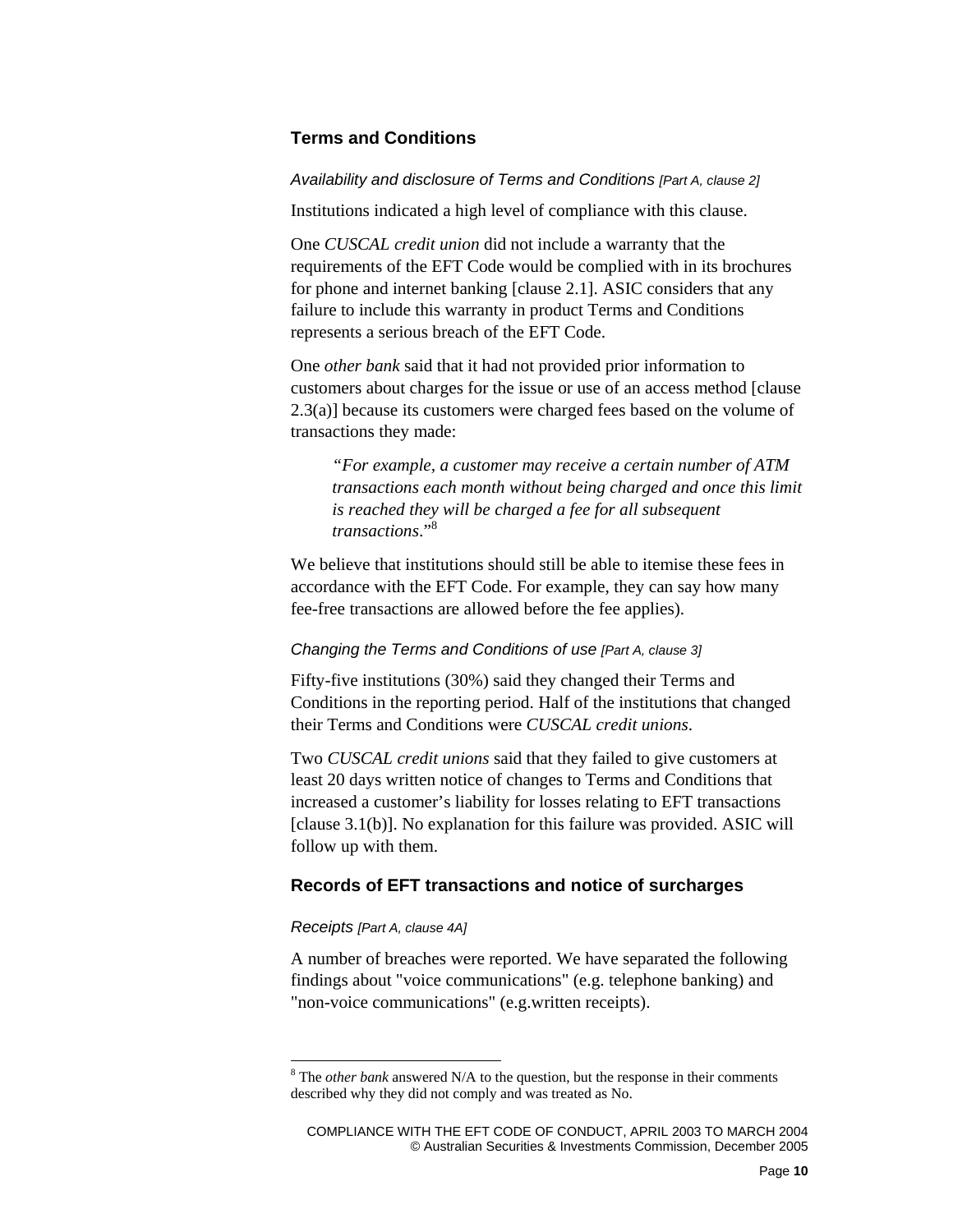## Terms and Conditions

*Availability and disclosure of Terms and Conditions [Part A, clause 2]*

Institutions indicated a high level of compliance with this clause.

One *CUSCAL credit union* did not include a warranty that the requirements of the EFT Code would be complied with in its brochures for phone and internet banking [clause 2.1]. ASIC considers that any failure to include this warranty in product Terms and Conditions represents a serious breach of the EFT Code.

One *other bank* said that it had not provided prior information to customers about charges for the issue or use of an access method [clause 2.3(a)] because its customers were charged fees based on the volume of transactions they made:

> *"For example, a customer may receive a certain number of ATM transactions each month without being charged and once this limit is reached they will be charged a fee for all subsequent transactions*."[8]

We believe that institutions should still be able to itemise these fees in accordance with the EFT Code. For example, they can say how many fee-free transactions are allowed before the fee applies).

*Changing the Terms and Conditions of use [Part A, clause 3]*

Fifty-five institutions (30%) said they changed their Terms and Conditions in the reporting period. Half of the institutions that changed their Terms and Conditions were *CUSCAL credit unions*.

Two *CUSCAL credit unions* said that they failed to give customers at least 20 days written notice of changes to Terms and Conditions that increased a customer's liability for losses relating to EFT transactions [clause 3.1(b)]. No explanation for this failure was provided. ASIC will follow up with them.

## Records of EFT transactions and notice of surcharges

*Receipts [Part A, clause 4A]*

A number of breaches were reported. We have separated the following findings about "voice communications" (e.g. telephone banking) and "non-voice communications" (e.g.written receipts).

---

[8] The *other bank* answered N/A to the question, but the response in their comments described why they did not comply and was treated as No.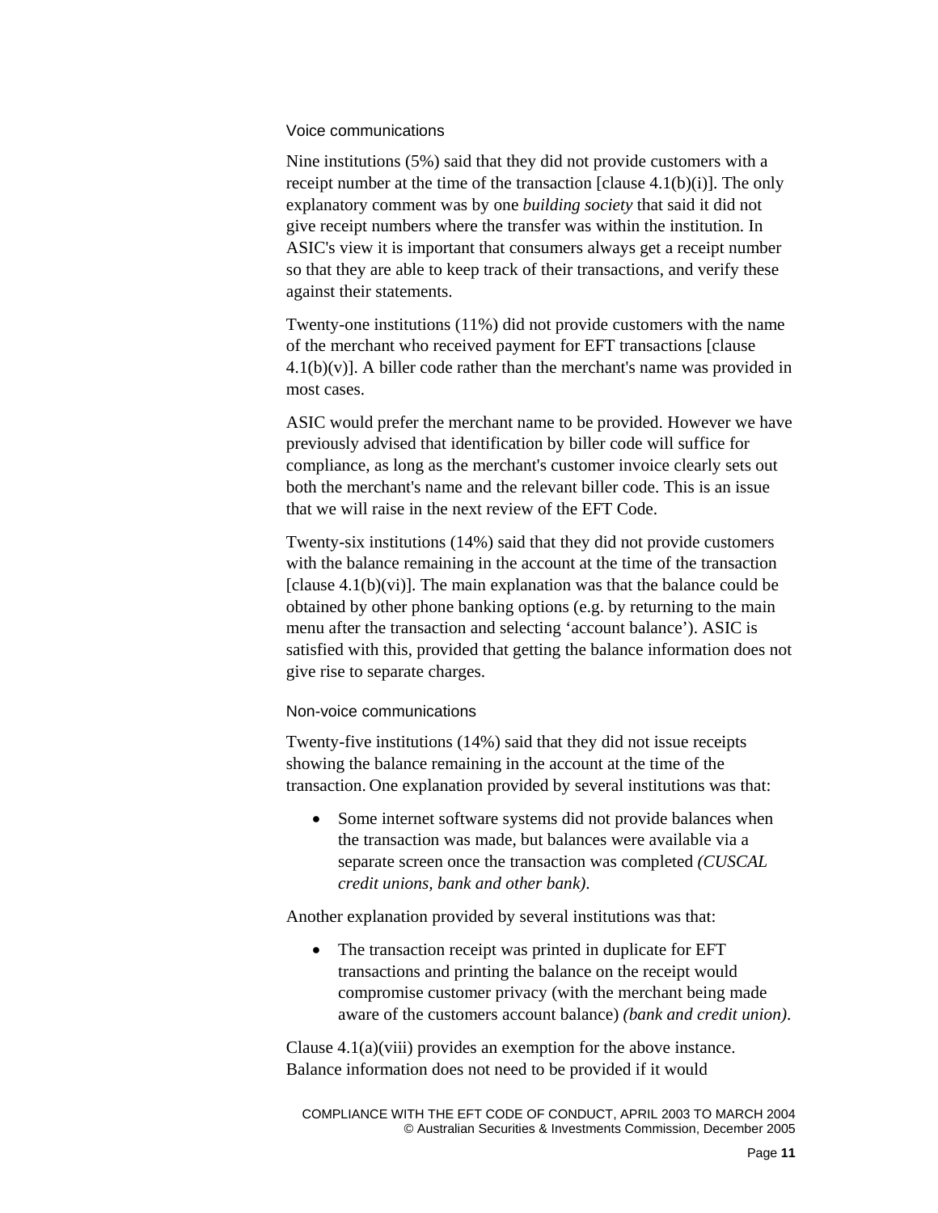### Voice communications

Nine institutions (5%) said that they did not provide customers with a receipt number at the time of the transaction [clause 4.1(b)(i)]. The only explanatory comment was by one *building society* that said it did not give receipt numbers where the transfer was within the institution. In ASIC's view it is important that consumers always get a receipt number so that they are able to keep track of their transactions, and verify these against their statements.

Twenty-one institutions (11%) did not provide customers with the name of the merchant who received payment for EFT transactions [clause 4.1(b)(v)]. A biller code rather than the merchant's name was provided in most cases.

ASIC would prefer the merchant name to be provided. However we have previously advised that identification by biller code will suffice for compliance, as long as the merchant's customer invoice clearly sets out both the merchant's name and the relevant biller code. This is an issue that we will raise in the next review of the EFT Code.

Twenty-six institutions (14%) said that they did not provide customers with the balance remaining in the account at the time of the transaction [clause 4.1(b)(vi)]. The main explanation was that the balance could be obtained by other phone banking options (e.g. by returning to the main menu after the transaction and selecting 'account balance'). ASIC is satisfied with this, provided that getting the balance information does not give rise to separate charges.

### Non-voice communications

Twenty-five institutions (14%) said that they did not issue receipts showing the balance remaining in the account at the time of the transaction. One explanation provided by several institutions was that:

- Some internet software systems did not provide balances when the transaction was made, but balances were available via a separate screen once the transaction was completed *(CUSCAL credit unions, bank and other bank)*.

Another explanation provided by several institutions was that:

- The transaction receipt was printed in duplicate for EFT transactions and printing the balance on the receipt would compromise customer privacy (with the merchant being made aware of the customers account balance) *(bank and credit union)*.

Clause 4.1(a)(viii) provides an exemption for the above instance. Balance information does not need to be provided if it would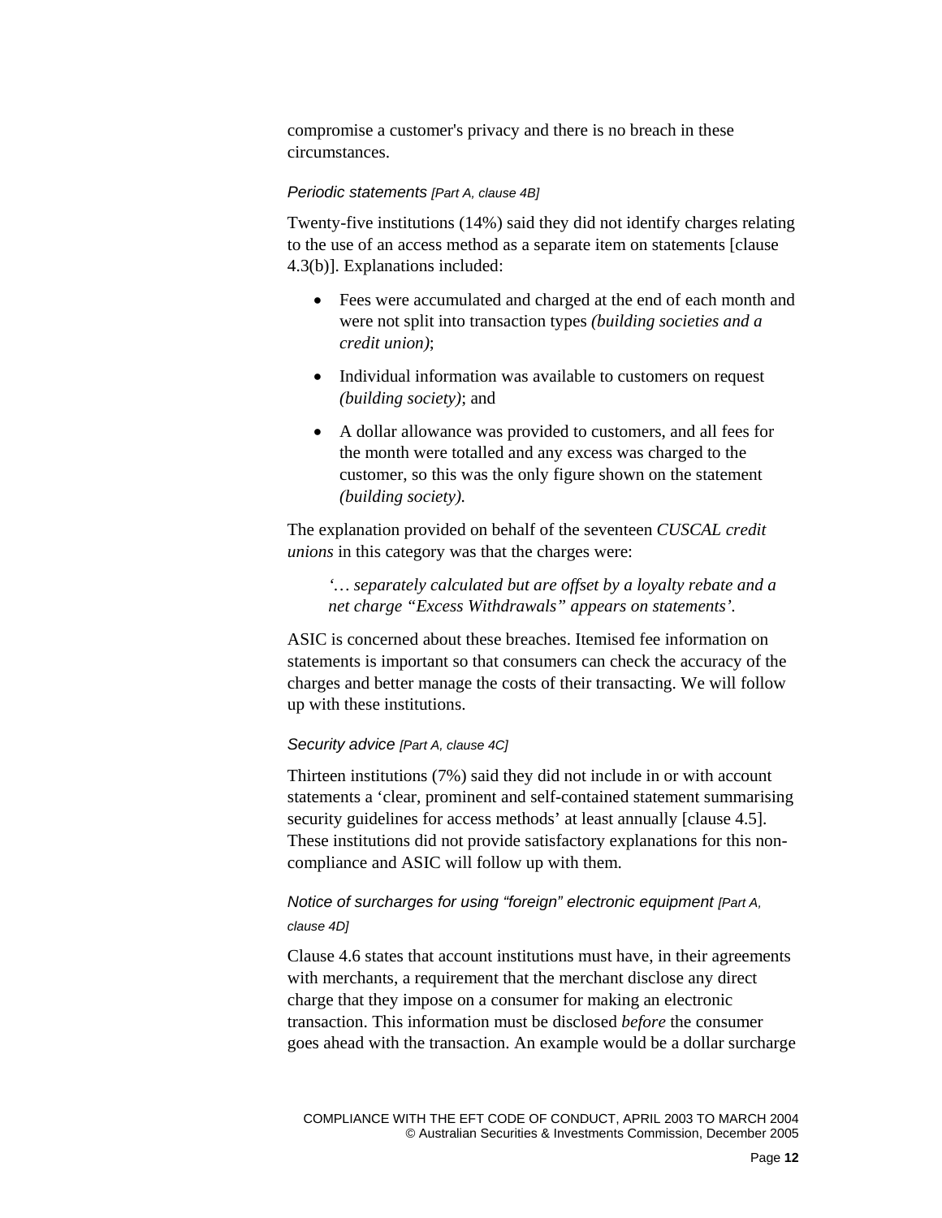compromise a customer's privacy and there is no breach in these circumstances.

### *Periodic statements [Part A, clause 4B]*

Twenty-five institutions (14%) said they did not identify charges relating to the use of an access method as a separate item on statements [clause 4.3(b)]. Explanations included:

- Fees were accumulated and charged at the end of each month and were not split into transaction types *(building societies and a credit union)*;
- Individual information was available to customers on request *(building society)*; and
- A dollar allowance was provided to customers, and all fees for the month were totalled and any excess was charged to the customer, so this was the only figure shown on the statement *(building society).*

The explanation provided on behalf of the seventeen *CUSCAL credit unions* in this category was that the charges were:

> *'… separately calculated but are offset by a loyalty rebate and a net charge "Excess Withdrawals" appears on statements'.*

ASIC is concerned about these breaches. Itemised fee information on statements is important so that consumers can check the accuracy of the charges and better manage the costs of their transacting. We will follow up with these institutions.

### *Security advice [Part A, clause 4C]*

Thirteen institutions (7%) said they did not include in or with account statements a 'clear, prominent and self-contained statement summarising security guidelines for access methods' at least annually [clause 4.5]. These institutions did not provide satisfactory explanations for this non-compliance and ASIC will follow up with them.

### *Notice of surcharges for using "foreign" electronic equipment [Part A, clause 4D]*

Clause 4.6 states that account institutions must have, in their agreements with merchants, a requirement that the merchant disclose any direct charge that they impose on a consumer for making an electronic transaction. This information must be disclosed *before* the consumer goes ahead with the transaction. An example would be a dollar surcharge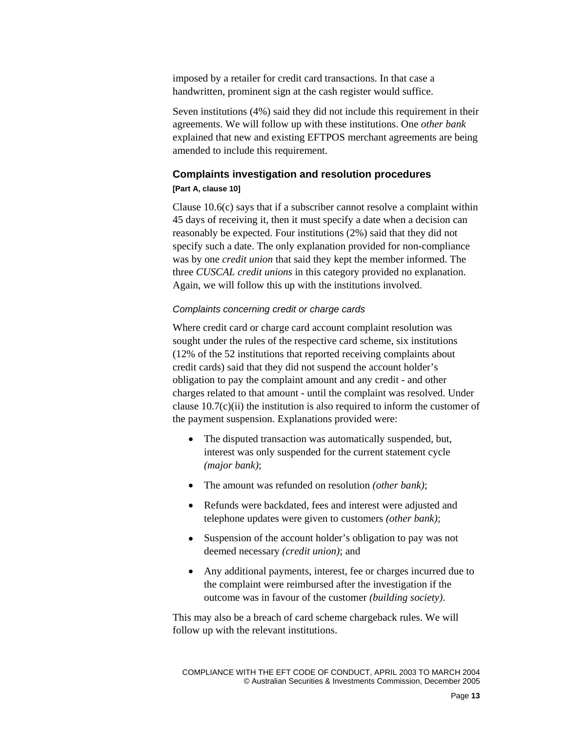imposed by a retailer for credit card transactions. In that case a handwritten, prominent sign at the cash register would suffice.

Seven institutions (4%) said they did not include this requirement in their agreements. We will follow up with these institutions. One *other bank* explained that new and existing EFTPOS merchant agreements are being amended to include this requirement.

### Complaints investigation and resolution procedures

**[Part A, clause 10]**

Clause 10.6(c) says that if a subscriber cannot resolve a complaint within 45 days of receiving it, then it must specify a date when a decision can reasonably be expected. Four institutions (2%) said that they did not specify such a date. The only explanation provided for non-compliance was by one *credit union* that said they kept the member informed. The three *CUSCAL credit unions* in this category provided no explanation. Again, we will follow this up with the institutions involved.

#### *Complaints concerning credit or charge cards*

Where credit card or charge card account complaint resolution was sought under the rules of the respective card scheme, six institutions (12% of the 52 institutions that reported receiving complaints about credit cards) said that they did not suspend the account holder's obligation to pay the complaint amount and any credit - and other charges related to that amount - until the complaint was resolved. Under clause 10.7(c)(ii) the institution is also required to inform the customer of the payment suspension. Explanations provided were:

- The disputed transaction was automatically suspended, but, interest was only suspended for the current statement cycle *(major bank)*;
- The amount was refunded on resolution *(other bank)*;
- Refunds were backdated, fees and interest were adjusted and telephone updates were given to customers *(other bank)*;
- Suspension of the account holder's obligation to pay was not deemed necessary *(credit union)*; and
- Any additional payments, interest, fee or charges incurred due to the complaint were reimbursed after the investigation if the outcome was in favour of the customer *(building society)*.

This may also be a breach of card scheme chargeback rules. We will follow up with the relevant institutions.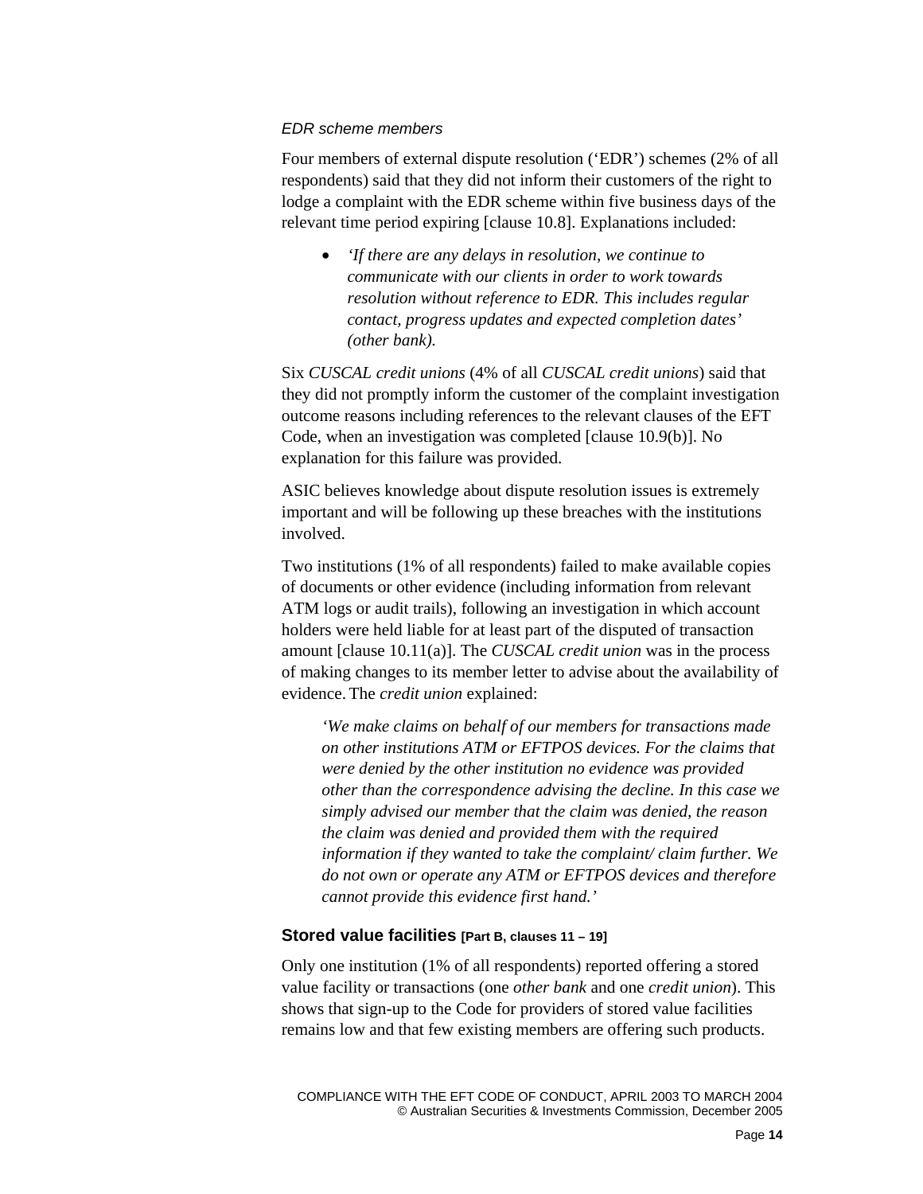*EDR scheme members*

Four members of external dispute resolution ('EDR') schemes (2% of all respondents) said that they did not inform their customers of the right to lodge a complaint with the EDR scheme within five business days of the relevant time period expiring [clause 10.8]. Explanations included:

- *'If there are any delays in resolution, we continue to communicate with our clients in order to work towards resolution without reference to EDR. This includes regular contact, progress updates and expected completion dates' (other bank).*

Six *CUSCAL credit unions* (4% of all *CUSCAL credit unions*) said that they did not promptly inform the customer of the complaint investigation outcome reasons including references to the relevant clauses of the EFT Code, when an investigation was completed [clause 10.9(b)]. No explanation for this failure was provided.

ASIC believes knowledge about dispute resolution issues is extremely important and will be following up these breaches with the institutions involved.

Two institutions (1% of all respondents) failed to make available copies of documents or other evidence (including information from relevant ATM logs or audit trails), following an investigation in which account holders were held liable for at least part of the disputed of transaction amount [clause 10.11(a)]. The *CUSCAL credit union* was in the process of making changes to its member letter to advise about the availability of evidence. The *credit union* explained:

> *'We make claims on behalf of our members for transactions made on other institutions ATM or EFTPOS devices. For the claims that were denied by the other institution no evidence was provided other than the correspondence advising the decline. In this case we simply advised our member that the claim was denied, the reason the claim was denied and provided them with the required information if they wanted to take the complaint/ claim further. We do not own or operate any ATM or EFTPOS devices and therefore cannot provide this evidence first hand.'*

### Stored value facilities [Part B, clauses 11 – 19]

Only one institution (1% of all respondents) reported offering a stored value facility or transactions (one *other bank* and one *credit union*). This shows that sign-up to the Code for providers of stored value facilities remains low and that few existing members are offering such products.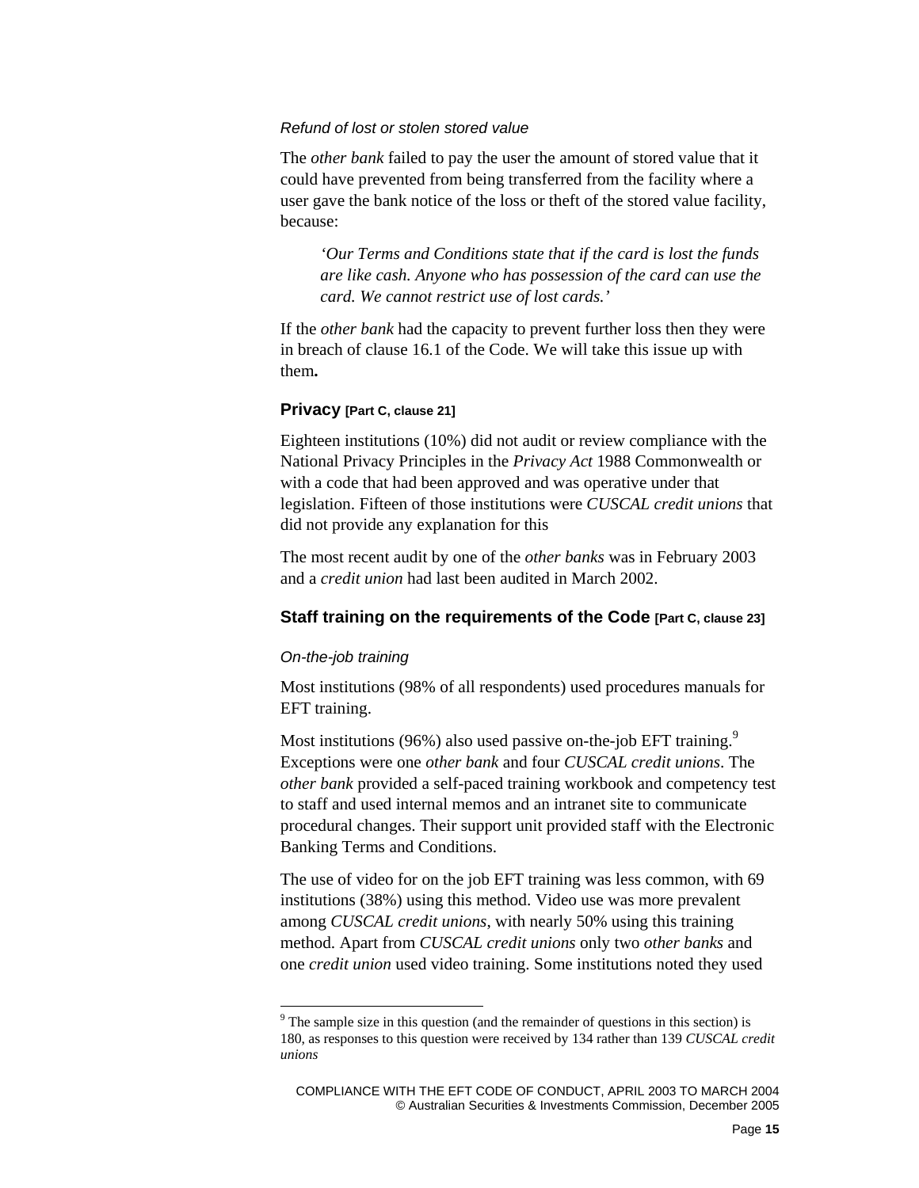*Refund of lost or stolen stored value*

The *other bank* failed to pay the user the amount of stored value that it could have prevented from being transferred from the facility where a user gave the bank notice of the loss or theft of the stored value facility, because:

> *'Our Terms and Conditions state that if the card is lost the funds are like cash. Anyone who has possession of the card can use the card. We cannot restrict use of lost cards.'*

If the *other bank* had the capacity to prevent further loss then they were in breach of clause 16.1 of the Code. We will take this issue up with them**.**

### Privacy [Part C, clause 21]

Eighteen institutions (10%) did not audit or review compliance with the National Privacy Principles in the *Privacy Act* 1988 Commonwealth or with a code that had been approved and was operative under that legislation. Fifteen of those institutions were *CUSCAL credit unions* that did not provide any explanation for this

The most recent audit by one of the *other banks* was in February 2003 and a *credit union* had last been audited in March 2002.

### Staff training on the requirements of the Code [Part C, clause 23]

*On-the-job training*

Most institutions (98% of all respondents) used procedures manuals for EFT training.

Most institutions (96%) also used passive on-the-job EFT training.[9] Exceptions were one *other bank* and four *CUSCAL credit unions*. The *other bank* provided a self-paced training workbook and competency test to staff and used internal memos and an intranet site to communicate procedural changes. Their support unit provided staff with the Electronic Banking Terms and Conditions.

The use of video for on the job EFT training was less common, with 69 institutions (38%) using this method. Video use was more prevalent among *CUSCAL credit unions*, with nearly 50% using this training method. Apart from *CUSCAL credit unions* only two *other banks* and one *credit union* used video training. Some institutions noted they used

---

[9] The sample size in this question (and the remainder of questions in this section) is 180, as responses to this question were received by 134 rather than 139 *CUSCAL credit unions*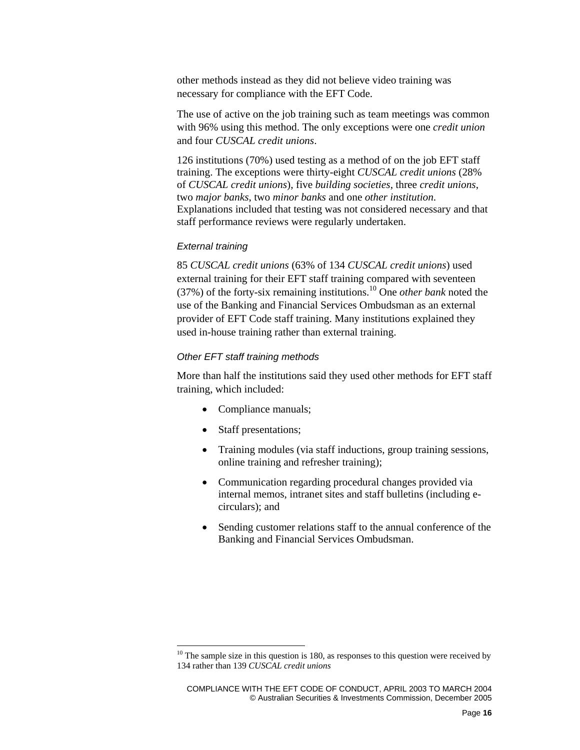other methods instead as they did not believe video training was necessary for compliance with the EFT Code.

The use of active on the job training such as team meetings was common with 96% using this method. The only exceptions were one *credit union* and four *CUSCAL credit unions*.

126 institutions (70%) used testing as a method of on the job EFT staff training. The exceptions were thirty-eight *CUSCAL credit unions* (28% of *CUSCAL credit unions*), five *building societies*, three *credit unions*, two *major banks*, two *minor banks* and one *other institution*. Explanations included that testing was not considered necessary and that staff performance reviews were regularly undertaken.

#### *External training*

85 *CUSCAL credit unions* (63% of 134 *CUSCAL credit unions*) used external training for their EFT staff training compared with seventeen (37%) of the forty-six remaining institutions.[10] One *other bank* noted the use of the Banking and Financial Services Ombudsman as an external provider of EFT Code staff training. Many institutions explained they used in-house training rather than external training.

#### *Other EFT staff training methods*

More than half the institutions said they used other methods for EFT staff training, which included:

- Compliance manuals;
- Staff presentations;
- Training modules (via staff inductions, group training sessions, online training and refresher training);
- Communication regarding procedural changes provided via internal memos, intranet sites and staff bulletins (including e-circulars); and
- Sending customer relations staff to the annual conference of the Banking and Financial Services Ombudsman.

---

[10] The sample size in this question is 180, as responses to this question were received by 134 rather than 139 *CUSCAL credit unions*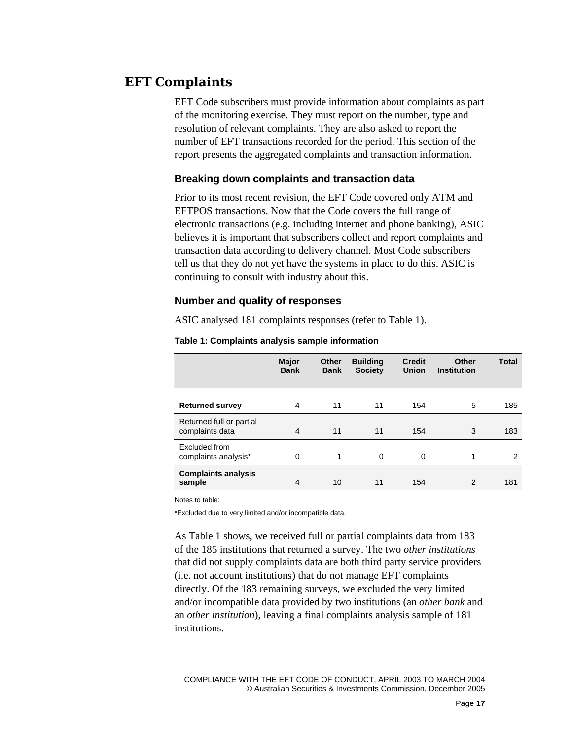## EFT Complaints

EFT Code subscribers must provide information about complaints as part of the monitoring exercise. They must report on the number, type and resolution of relevant complaints. They are also asked to report the number of EFT transactions recorded for the period. This section of the report presents the aggregated complaints and transaction information.

### Breaking down complaints and transaction data

Prior to its most recent revision, the EFT Code covered only ATM and EFTPOS transactions. Now that the Code covers the full range of electronic transactions (e.g. including internet and phone banking), ASIC believes it is important that subscribers collect and report complaints and transaction data according to delivery channel. Most Code subscribers tell us that they do not yet have the systems in place to do this. ASIC is continuing to consult with industry about this.

### Number and quality of responses

ASIC analysed 181 complaints responses (refer to Table 1).

**Table 1: Complaints analysis sample information**

| | Major Bank | Other Bank | Building Society | Credit Union | Other Institution | Total |
|---|---|---|---|---|---|---|
| **Returned survey** | 4 | 11 | 11 | 154 | 5 | 185 |
| Returned full or partial complaints data | 4 | 11 | 11 | 154 | 3 | 183 |
| Excluded from complaints analysis* | 0 | 1 | 0 | 0 | 1 | 2 |
| **Complaints analysis sample** | 4 | 10 | 11 | 154 | 2 | 181 |

Notes to table:

*Excluded due to very limited and/or incompatible data.

As Table 1 shows, we received full or partial complaints data from 183 of the 185 institutions that returned a survey. The two *other institutions* that did not supply complaints data are both third party service providers (i.e. not account institutions) that do not manage EFT complaints directly. Of the 183 remaining surveys, we excluded the very limited and/or incompatible data provided by two institutions (an *other bank* and an *other institution*), leaving a final complaints analysis sample of 181 institutions.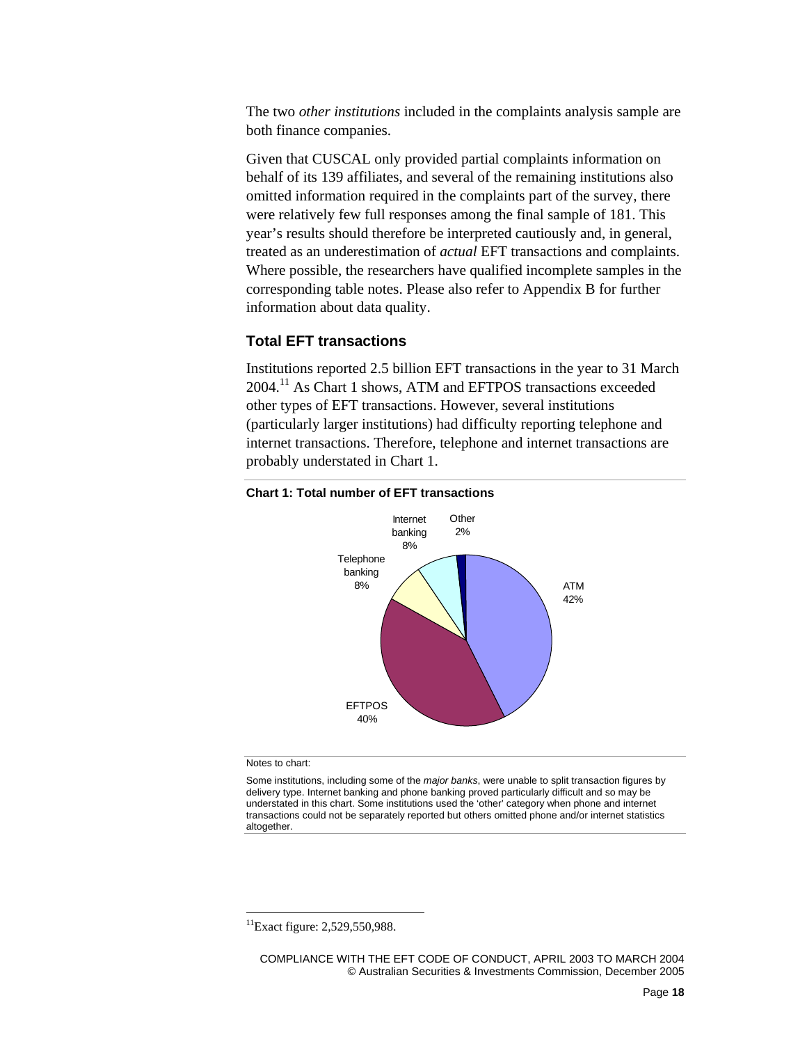The two *other institutions* included in the complaints analysis sample are both finance companies.

Given that CUSCAL only provided partial complaints information on behalf of its 139 affiliates, and several of the remaining institutions also omitted information required in the complaints part of the survey, there were relatively few full responses among the final sample of 181. This year's results should therefore be interpreted cautiously and, in general, treated as an underestimation of *actual* EFT transactions and complaints. Where possible, the researchers have qualified incomplete samples in the corresponding table notes. Please also refer to Appendix B for further information about data quality.

### Total EFT transactions

Institutions reported 2.5 billion EFT transactions in the year to 31 March 2004.[11] As Chart 1 shows, ATM and EFTPOS transactions exceeded other types of EFT transactions. However, several institutions (particularly larger institutions) had difficulty reporting telephone and internet transactions. Therefore, telephone and internet transactions are probably understated in Chart 1.

**Chart 1: Total number of EFT transactions**

| Category | Share |
|---|---|
| ATM | 42% |
| EFTPOS | 40% |
| Telephone banking | 8% |
| Internet banking | 8% |
| Other | 2% |

Notes to chart:

Some institutions, including some of the *major banks*, were unable to split transaction figures by delivery type. Internet banking and phone banking proved particularly difficult and so may be understated in this chart. Some institutions used the 'other' category when phone and internet transactions could not be separately reported but others omitted phone and/or internet statistics altogether.

[11] Exact figure: 2,529,550,988.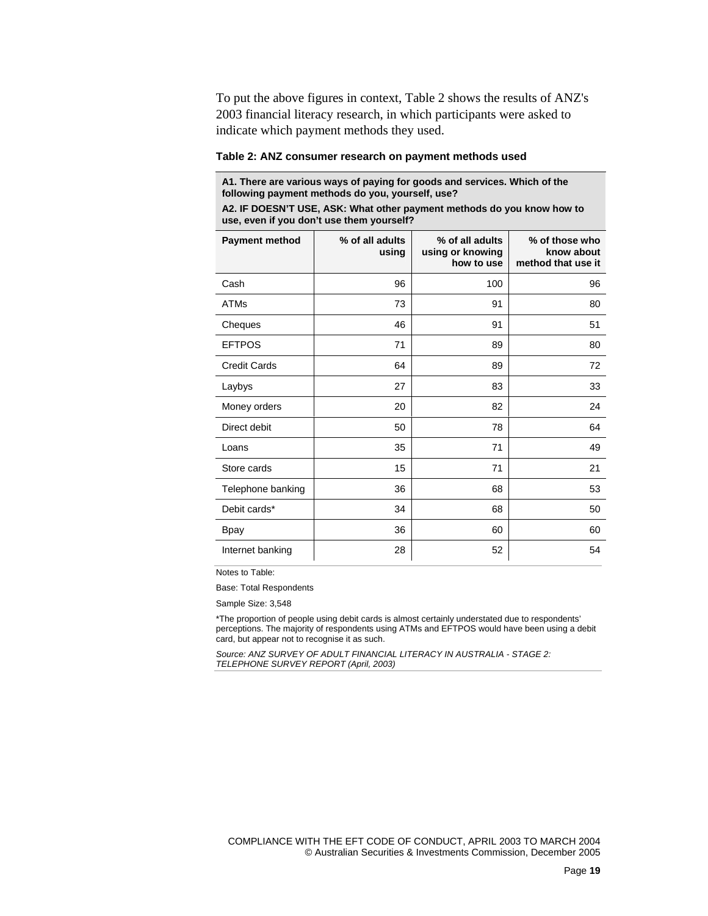To put the above figures in context, Table 2 shows the results of ANZ's 2003 financial literacy research, in which participants were asked to indicate which payment methods they used.

**Table 2: ANZ consumer research on payment methods used**

**A1. There are various ways of paying for goods and services. Which of the following payment methods do you, yourself, use?**

**A2. IF DOESN'T USE, ASK: What other payment methods do you know how to use, even if you don't use them yourself?**

| Payment method | % of all adults using | % of all adults using or knowing how to use | % of those who know about method that use it |
|---|---|---|---|
| Cash | 96 | 100 | 96 |
| ATMs | 73 | 91 | 80 |
| Cheques | 46 | 91 | 51 |
| EFTPOS | 71 | 89 | 80 |
| Credit Cards | 64 | 89 | 72 |
| Laybys | 27 | 83 | 33 |
| Money orders | 20 | 82 | 24 |
| Direct debit | 50 | 78 | 64 |
| Loans | 35 | 71 | 49 |
| Store cards | 15 | 71 | 21 |
| Telephone banking | 36 | 68 | 53 |
| Debit cards* | 34 | 68 | 50 |
| Bpay | 36 | 60 | 60 |
| Internet banking | 28 | 52 | 54 |

Notes to Table:

Base: Total Respondents

Sample Size: 3,548

*The proportion of people using debit cards is almost certainly understated due to respondents' perceptions. The majority of respondents using ATMs and EFTPOS would have been using a debit card, but appear not to recognise it as such.

*Source: ANZ SURVEY OF ADULT FINANCIAL LITERACY IN AUSTRALIA - STAGE 2: TELEPHONE SURVEY REPORT (April, 2003)*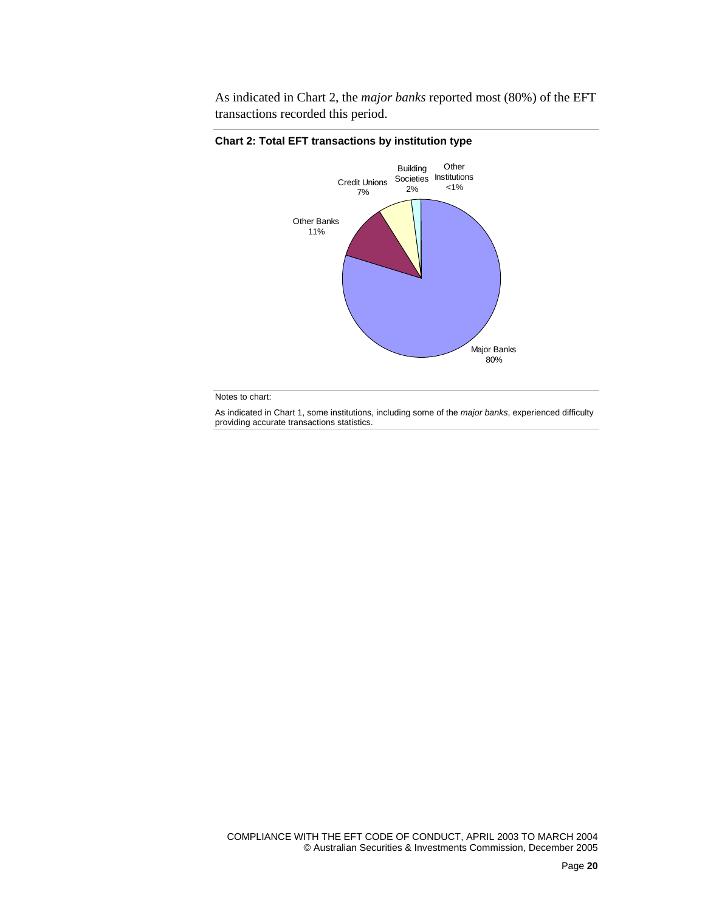As indicated in Chart 2, the *major banks* reported most (80%) of the EFT transactions recorded this period.

**Chart 2: Total EFT transactions by institution type**

| Institution type | Share |
| --- | --- |
| Major Banks | 80% |
| Other Banks | 11% |
| Credit Unions | 7% |
| Building Societies | 2% |
| Other Institutions | <1% |

Notes to chart:

As indicated in Chart 1, some institutions, including some of the *major banks*, experienced difficulty providing accurate transactions statistics.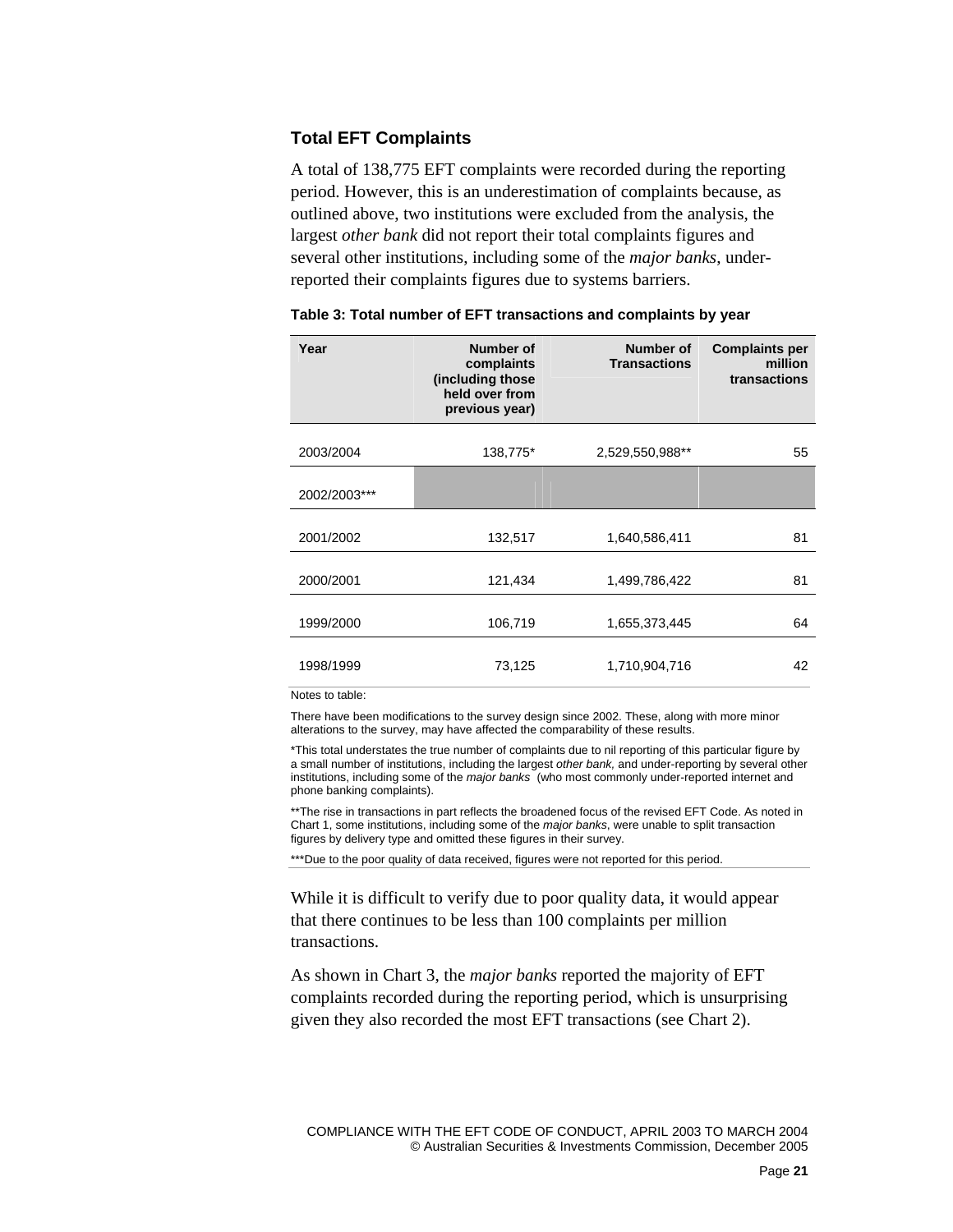### Total EFT Complaints

A total of 138,775 EFT complaints were recorded during the reporting period. However, this is an underestimation of complaints because, as outlined above, two institutions were excluded from the analysis, the largest *other bank* did not report their total complaints figures and several other institutions, including some of the *major banks*, under-reported their complaints figures due to systems barriers.

**Table 3: Total number of EFT transactions and complaints by year**

| Year | Number of complaints (including those held over from previous year) | Number of Transactions | Complaints per million transactions |
|---|---:|---:|---:|
| 2003/2004 | 138,775* | 2,529,550,988** | 55 |
| 2002/2003*** | | | |
| 2001/2002 | 132,517 | 1,640,586,411 | 81 |
| 2000/2001 | 121,434 | 1,499,786,422 | 81 |
| 1999/2000 | 106,719 | 1,655,373,445 | 64 |
| 1998/1999 | 73,125 | 1,710,904,716 | 42 |

Notes to table:

There have been modifications to the survey design since 2002. These, along with more minor alterations to the survey, may have affected the comparability of these results.

*This total understates the true number of complaints due to nil reporting of this particular figure by a small number of institutions, including the largest *other bank,* and under-reporting by several other institutions, including some of the *major banks* (who most commonly under-reported internet and phone banking complaints).

**The rise in transactions in part reflects the broadened focus of the revised EFT Code. As noted in Chart 1, some institutions, including some of the *major banks*, were unable to split transaction figures by delivery type and omitted these figures in their survey.

***Due to the poor quality of data received, figures were not reported for this period.

While it is difficult to verify due to poor quality data, it would appear that there continues to be less than 100 complaints per million transactions.

As shown in Chart 3, the *major banks* reported the majority of EFT complaints recorded during the reporting period, which is unsurprising given they also recorded the most EFT transactions (see Chart 2).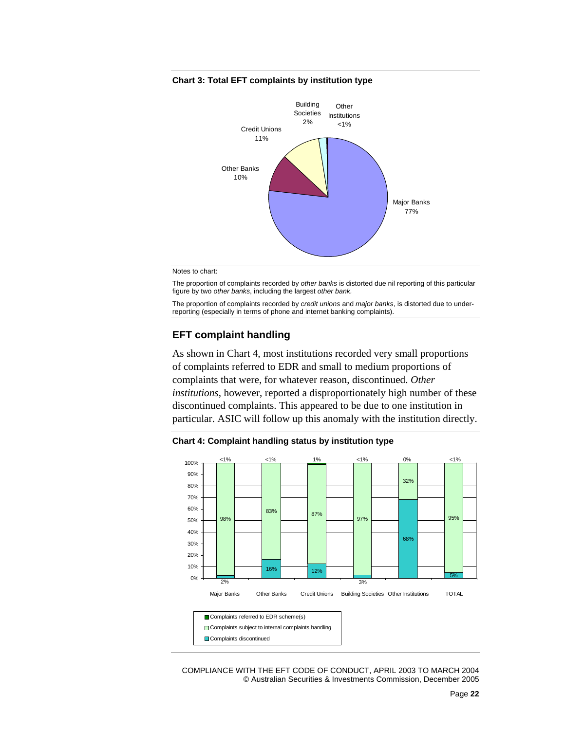**Chart 3: Total EFT complaints by institution type**

Major Banks 77%
Other Banks 10%
Credit Unions 11%
Building Societies 2%
Other Institutions <1%

Notes to chart:

The proportion of complaints recorded by *other banks* is distorted due nil reporting of this particular figure by two *other banks*, including the largest *other bank.*

The proportion of complaints recorded by *credit unions* and *major banks*, is distorted due to under-reporting (especially in terms of phone and internet banking complaints).

## EFT complaint handling

As shown in Chart 4, most institutions recorded very small proportions of complaints referred to EDR and small to medium proportions of complaints that were, for whatever reason, discontinued. *Other institutions*, however, reported a disproportionately high number of these discontinued complaints. This appeared to be due to one institution in particular. ASIC will follow up this anomaly with the institution directly.

**Chart 4: Complaint handling status by institution type**

| | Major Banks | Other Banks | Credit Unions | Building Societies | Other Institutions | TOTAL |
|---|---|---|---|---|---|---|
| Complaints referred to EDR scheme(s) | <1% | <1% | 1% | <1% | 0% | <1% |
| Complaints subject to internal complaints handling | 98% | 83% | 87% | 97% | 32% | 95% |
| Complaints discontinued | 2% | 16% | 12% | 3% | 68% | 5% |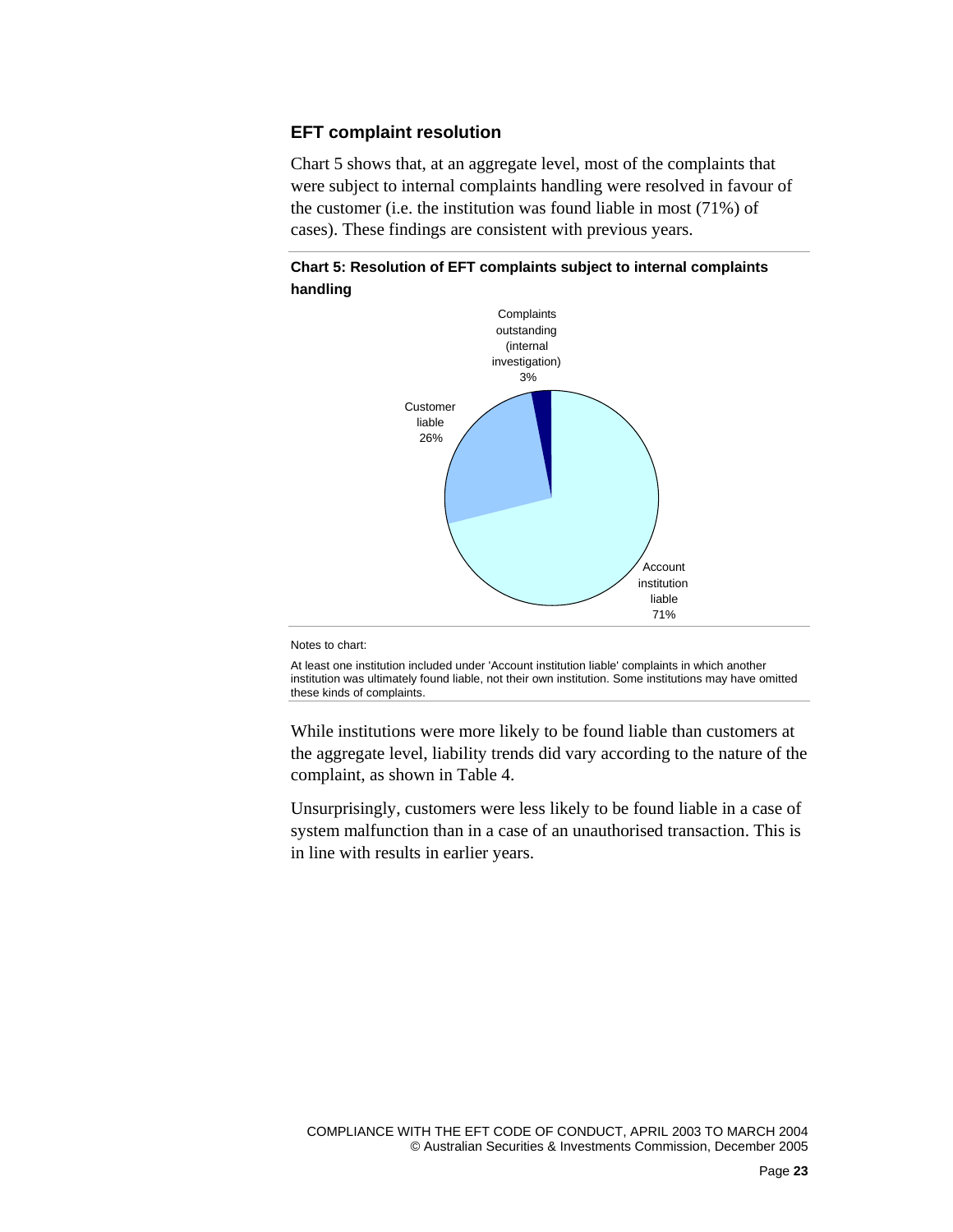## EFT complaint resolution

Chart 5 shows that, at an aggregate level, most of the complaints that were subject to internal complaints handling were resolved in favour of the customer (i.e. the institution was found liable in most (71%) of cases). These findings are consistent with previous years.

**Chart 5: Resolution of EFT complaints subject to internal complaints handling**

Complaints outstanding (internal investigation) 3%

Customer liable 26%

Account institution liable 71%

Notes to chart:

At least one institution included under 'Account institution liable' complaints in which another institution was ultimately found liable, not their own institution. Some institutions may have omitted these kinds of complaints.

While institutions were more likely to be found liable than customers at the aggregate level, liability trends did vary according to the nature of the complaint, as shown in Table 4.

Unsurprisingly, customers were less likely to be found liable in a case of system malfunction than in a case of an unauthorised transaction. This is in line with results in earlier years.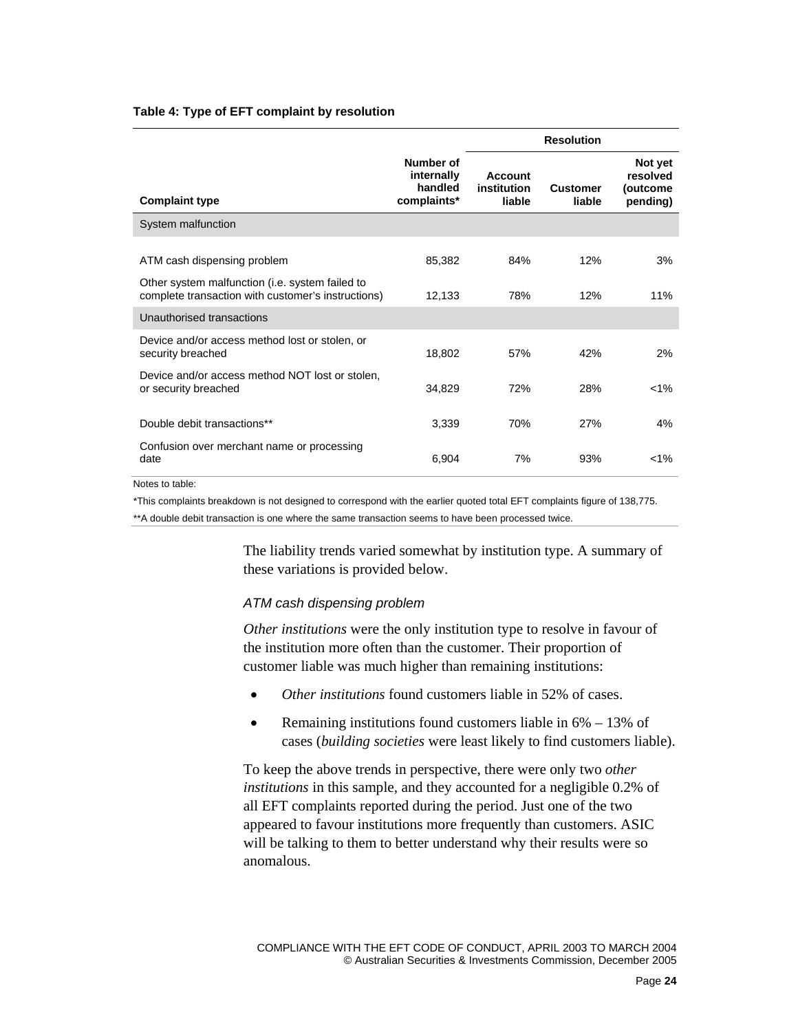**Table 4: Type of EFT complaint by resolution**

| Complaint type | Number of internally handled complaints* | Resolution | | |
|---|---|---|---|---|
| | | Account institution liable | Customer liable | Not yet resolved (outcome pending) |
| **System malfunction** | | | | |
| ATM cash dispensing problem | 85,382 | 84% | 12% | 3% |
| Other system malfunction (i.e. system failed to complete transaction with customer's instructions) | 12,133 | 78% | 12% | 11% |
| **Unauthorised transactions** | | | | |
| Device and/or access method lost or stolen, or security breached | 18,802 | 57% | 42% | 2% |
| Device and/or access method NOT lost or stolen, or security breached | 34,829 | 72% | 28% | <1% |
| Double debit transactions** | 3,339 | 70% | 27% | 4% |
| Confusion over merchant name or processing date | 6,904 | 7% | 93% | <1% |

Notes to table:

*This complaints breakdown is not designed to correspond with the earlier quoted total EFT complaints figure of 138,775.

**A double debit transaction is one where the same transaction seems to have been processed twice.

The liability trends varied somewhat by institution type. A summary of these variations is provided below.

*ATM cash dispensing problem*

*Other institutions* were the only institution type to resolve in favour of the institution more often than the customer. Their proportion of customer liable was much higher than remaining institutions:

- *Other institutions* found customers liable in 52% of cases.
- Remaining institutions found customers liable in 6% – 13% of cases (*building societies* were least likely to find customers liable).

To keep the above trends in perspective, there were only two *other institutions* in this sample, and they accounted for a negligible 0.2% of all EFT complaints reported during the period. Just one of the two appeared to favour institutions more frequently than customers. ASIC will be talking to them to better understand why their results were so anomalous.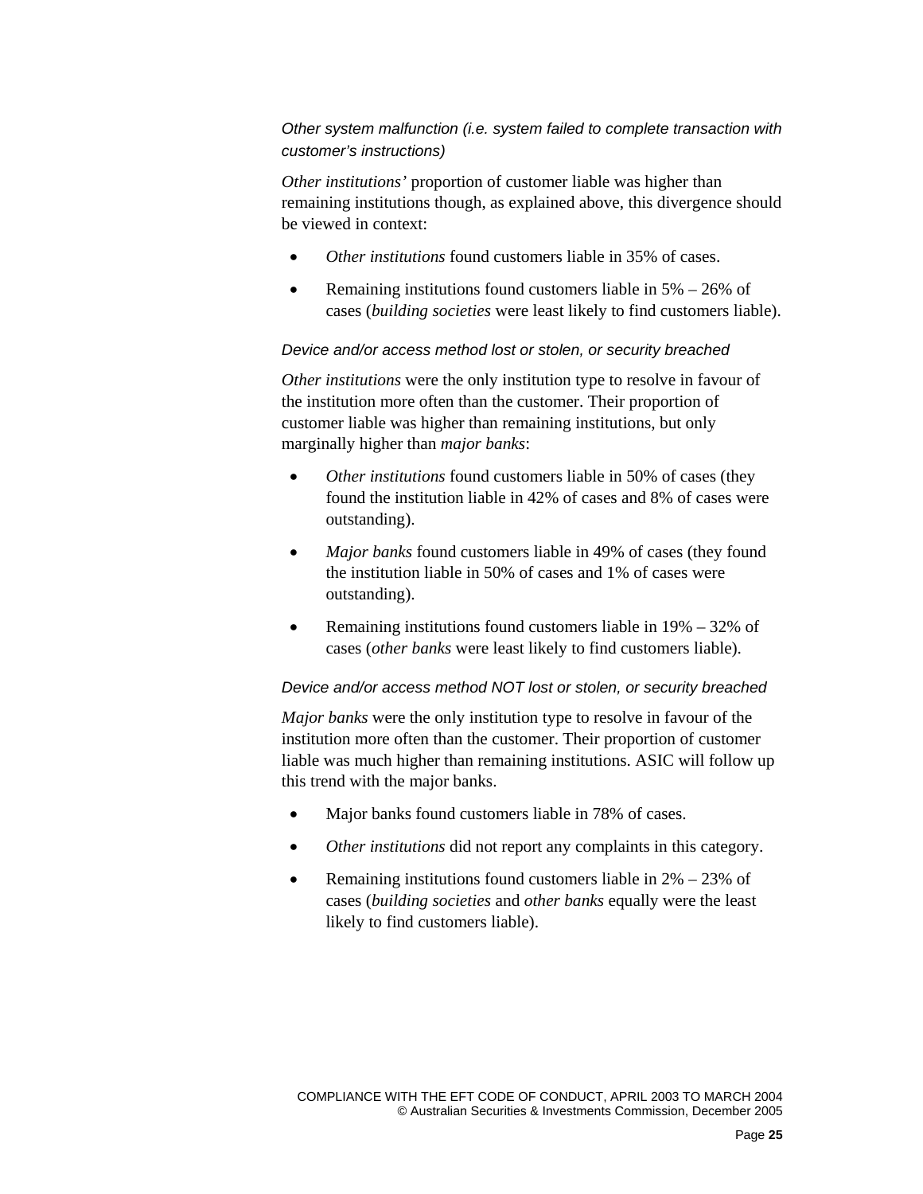*Other system malfunction (i.e. system failed to complete transaction with customer's instructions)*

*Other institutions'* proportion of customer liable was higher than remaining institutions though, as explained above, this divergence should be viewed in context:

- *Other institutions* found customers liable in 35% of cases.
- Remaining institutions found customers liable in 5% – 26% of cases (*building societies* were least likely to find customers liable).

*Device and/or access method lost or stolen, or security breached*

*Other institutions* were the only institution type to resolve in favour of the institution more often than the customer. Their proportion of customer liable was higher than remaining institutions, but only marginally higher than *major banks*:

- *Other institutions* found customers liable in 50% of cases (they found the institution liable in 42% of cases and 8% of cases were outstanding).
- *Major banks* found customers liable in 49% of cases (they found the institution liable in 50% of cases and 1% of cases were outstanding).
- Remaining institutions found customers liable in 19% – 32% of cases (*other banks* were least likely to find customers liable).

*Device and/or access method NOT lost or stolen, or security breached*

*Major banks* were the only institution type to resolve in favour of the institution more often than the customer. Their proportion of customer liable was much higher than remaining institutions. ASIC will follow up this trend with the major banks.

- Major banks found customers liable in 78% of cases.
- *Other institutions* did not report any complaints in this category.
- Remaining institutions found customers liable in 2% – 23% of cases (*building societies* and *other banks* equally were the least likely to find customers liable).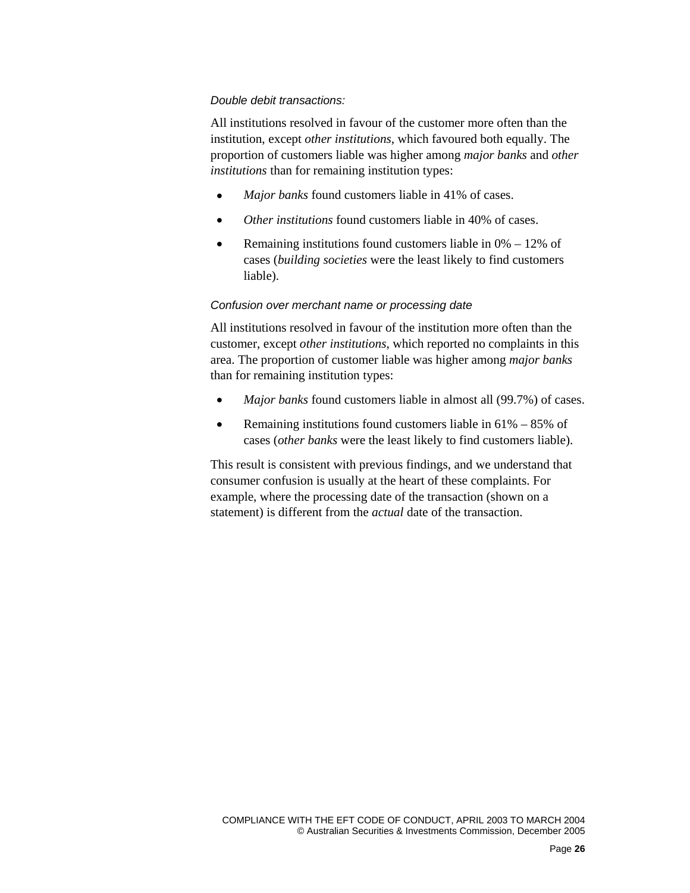*Double debit transactions:*

All institutions resolved in favour of the customer more often than the institution, except *other institutions*, which favoured both equally. The proportion of customers liable was higher among *major banks* and *other institutions* than for remaining institution types:

- *Major banks* found customers liable in 41% of cases.
- *Other institutions* found customers liable in 40% of cases.
- Remaining institutions found customers liable in 0% – 12% of cases (*building societies* were the least likely to find customers liable).

*Confusion over merchant name or processing date*

All institutions resolved in favour of the institution more often than the customer, except *other institutions*, which reported no complaints in this area. The proportion of customer liable was higher among *major banks* than for remaining institution types:

- *Major banks* found customers liable in almost all (99.7%) of cases.
- Remaining institutions found customers liable in 61% – 85% of cases (*other banks* were the least likely to find customers liable).

This result is consistent with previous findings, and we understand that consumer confusion is usually at the heart of these complaints. For example, where the processing date of the transaction (shown on a statement) is different from the *actual* date of the transaction.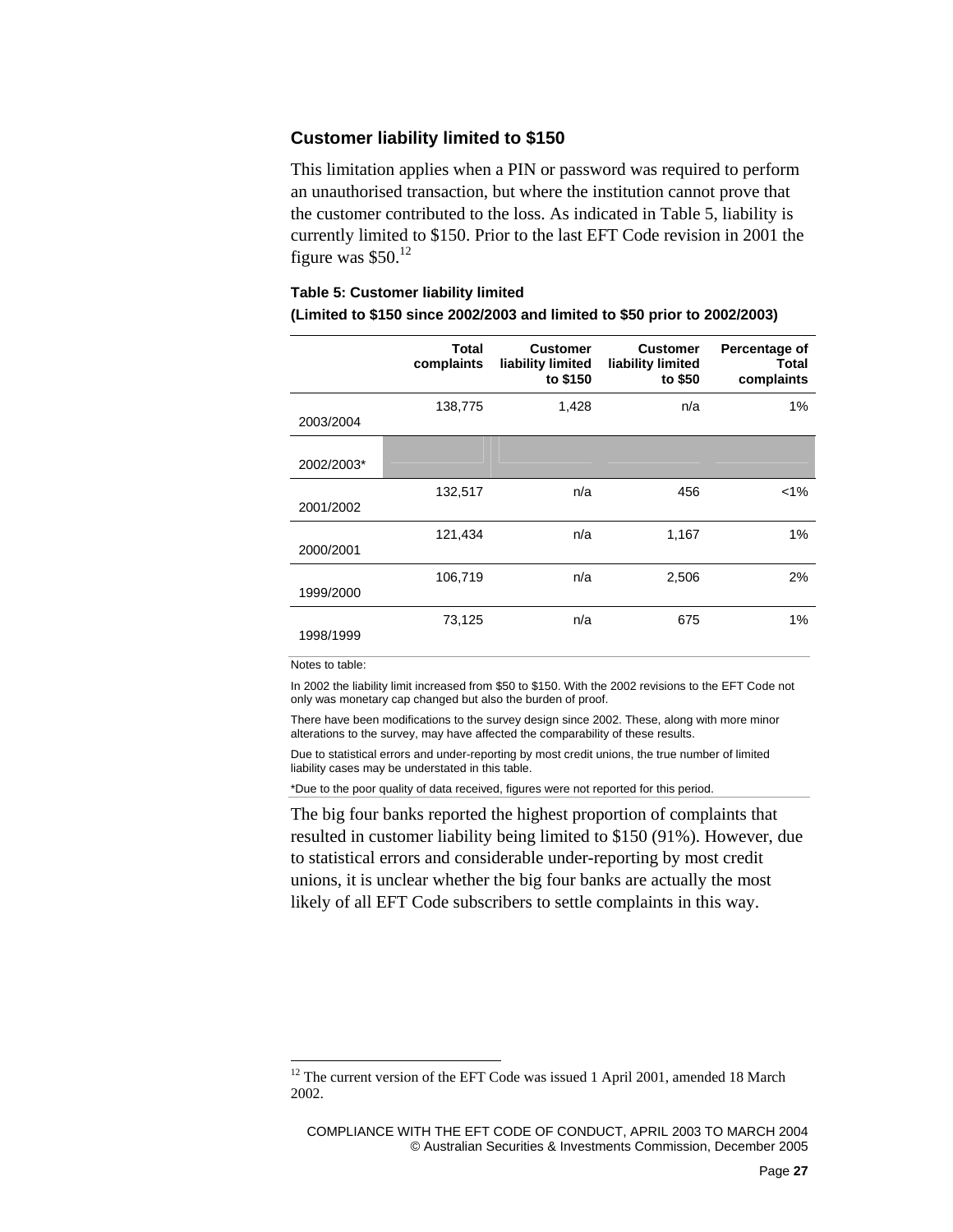### Customer liability limited to $150

This limitation applies when a PIN or password was required to perform an unauthorised transaction, but where the institution cannot prove that the customer contributed to the loss. As indicated in Table 5, liability is currently limited to $150. Prior to the last EFT Code revision in 2001 the figure was $50.[12]

**Table 5: Customer liability limited**
**(Limited to $150 since 2002/2003 and limited to $50 prior to 2002/2003)**

| | Total complaints | Customer liability limited to $150 | Customer liability limited to $50 | Percentage of Total complaints |
|---|---|---|---|---|
| 2003/2004 | 138,775 | 1,428 | n/a | 1% |
| 2002/2003* | | | | |
| 2001/2002 | 132,517 | n/a | 456 | <1% |
| 2000/2001 | 121,434 | n/a | 1,167 | 1% |
| 1999/2000 | 106,719 | n/a | 2,506 | 2% |
| 1998/1999 | 73,125 | n/a | 675 | 1% |

Notes to table:

In 2002 the liability limit increased from $50 to $150. With the 2002 revisions to the EFT Code not only was monetary cap changed but also the burden of proof.

There have been modifications to the survey design since 2002. These, along with more minor alterations to the survey, may have affected the comparability of these results.

Due to statistical errors and under-reporting by most credit unions, the true number of limited liability cases may be understated in this table.

*Due to the poor quality of data received, figures were not reported for this period.

The big four banks reported the highest proportion of complaints that resulted in customer liability being limited to $150 (91%). However, due to statistical errors and considerable under-reporting by most credit unions, it is unclear whether the big four banks are actually the most likely of all EFT Code subscribers to settle complaints in this way.

[12] The current version of the EFT Code was issued 1 April 2001, amended 18 March 2002.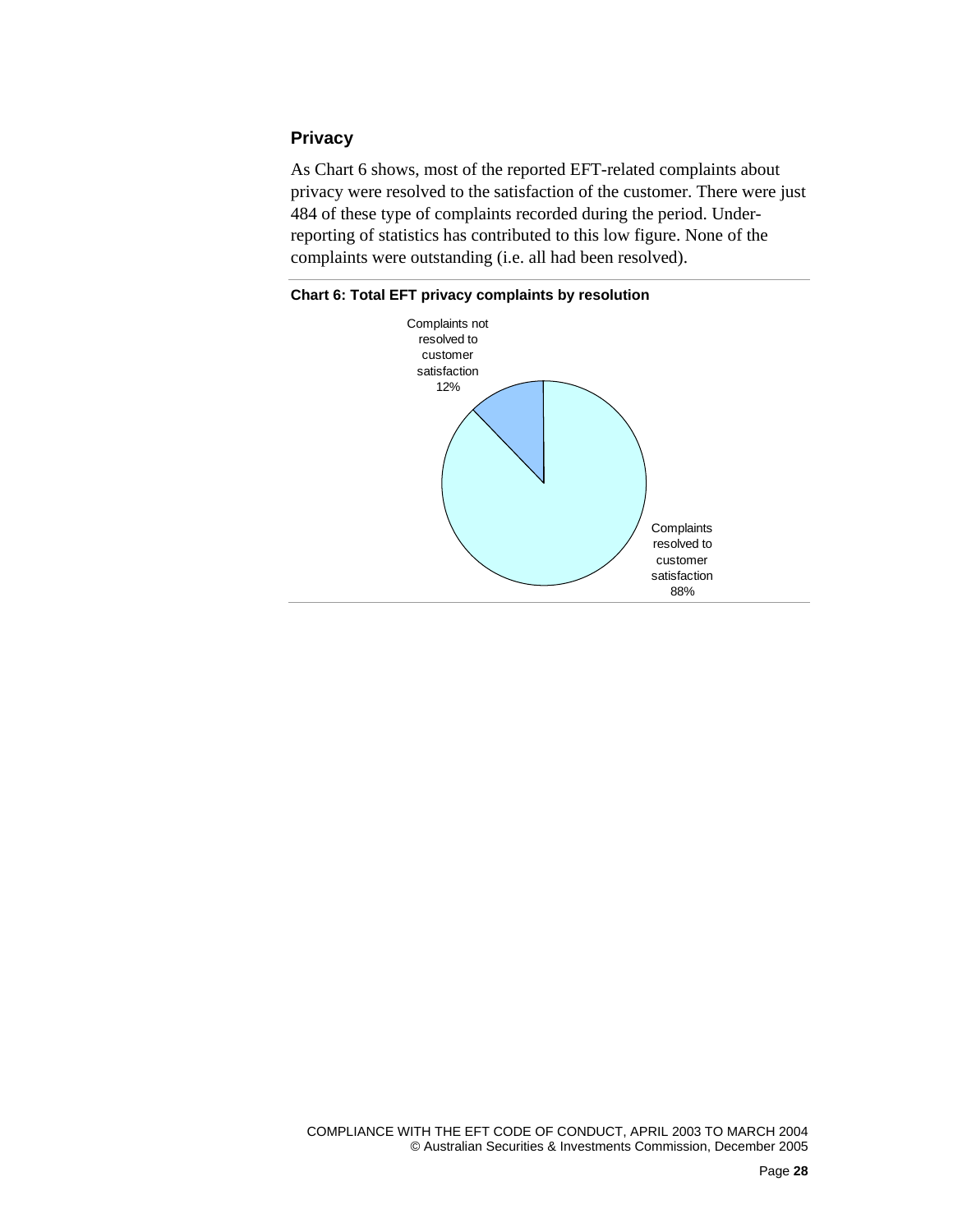## Privacy

As Chart 6 shows, most of the reported EFT-related complaints about privacy were resolved to the satisfaction of the customer. There were just 484 of these type of complaints recorded during the period. Under-reporting of statistics has contributed to this low figure. None of the complaints were outstanding (i.e. all had been resolved).

**Chart 6: Total EFT privacy complaints by resolution**

Complaints not resolved to customer satisfaction 12%

Complaints resolved to customer satisfaction 88%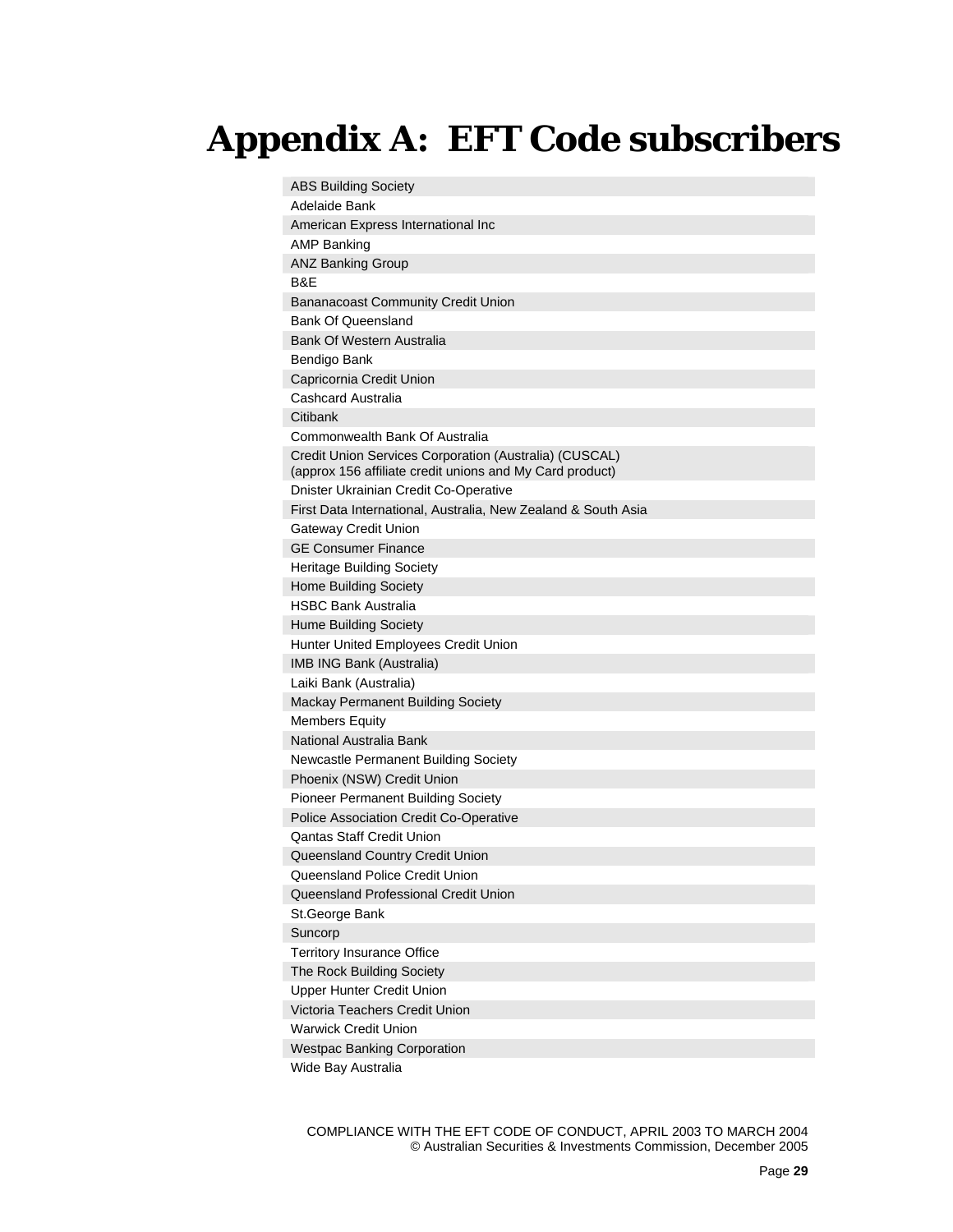# Appendix A: EFT Code subscribers

| |
|---|
| ABS Building Society |
| Adelaide Bank |
| American Express International Inc |
| AMP Banking |
| ANZ Banking Group |
| B&E |
| Bananacoast Community Credit Union |
| Bank Of Queensland |
| Bank Of Western Australia |
| Bendigo Bank |
| Capricornia Credit Union |
| Cashcard Australia |
| Citibank |
| Commonwealth Bank Of Australia |
| Credit Union Services Corporation (Australia) (CUSCAL) (approx 156 affiliate credit unions and My Card product) |
| Dnister Ukrainian Credit Co-Operative |
| First Data International, Australia, New Zealand & South Asia |
| Gateway Credit Union |
| GE Consumer Finance |
| Heritage Building Society |
| Home Building Society |
| HSBC Bank Australia |
| Hume Building Society |
| Hunter United Employees Credit Union |
| IMB ING Bank (Australia) |
| Laiki Bank (Australia) |
| Mackay Permanent Building Society |
| Members Equity |
| National Australia Bank |
| Newcastle Permanent Building Society |
| Phoenix (NSW) Credit Union |
| Pioneer Permanent Building Society |
| Police Association Credit Co-Operative |
| Qantas Staff Credit Union |
| Queensland Country Credit Union |
| Queensland Police Credit Union |
| Queensland Professional Credit Union |
| St.George Bank |
| Suncorp |
| Territory Insurance Office |
| The Rock Building Society |
| Upper Hunter Credit Union |
| Victoria Teachers Credit Union |
| Warwick Credit Union |
| Westpac Banking Corporation |
| Wide Bay Australia |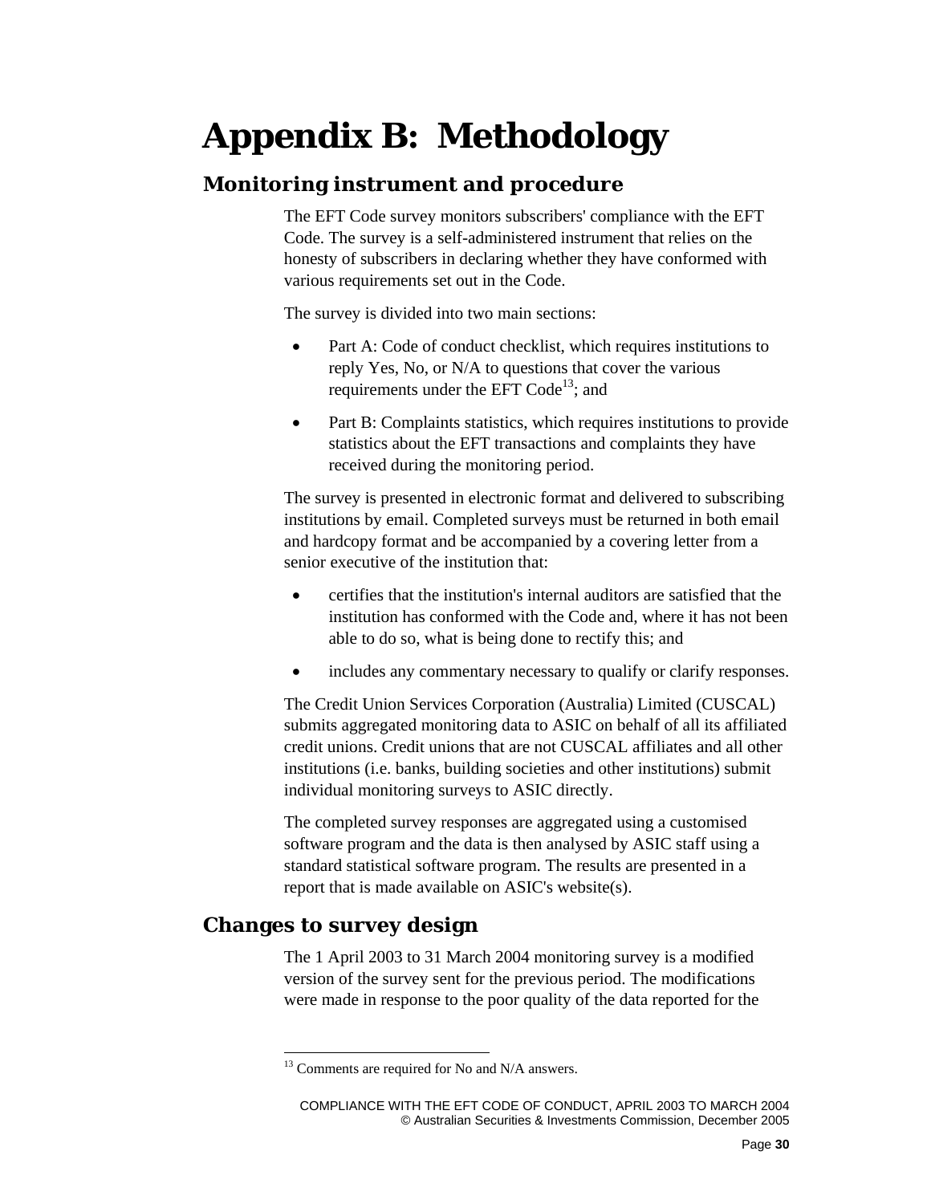# Appendix B: Methodology

## Monitoring instrument and procedure

The EFT Code survey monitors subscribers' compliance with the EFT Code. The survey is a self-administered instrument that relies on the honesty of subscribers in declaring whether they have conformed with various requirements set out in the Code.

The survey is divided into two main sections:

- Part A: Code of conduct checklist, which requires institutions to reply Yes, No, or N/A to questions that cover the various requirements under the EFT Code[13]; and
- Part B: Complaints statistics, which requires institutions to provide statistics about the EFT transactions and complaints they have received during the monitoring period.

The survey is presented in electronic format and delivered to subscribing institutions by email. Completed surveys must be returned in both email and hardcopy format and be accompanied by a covering letter from a senior executive of the institution that:

- certifies that the institution's internal auditors are satisfied that the institution has conformed with the Code and, where it has not been able to do so, what is being done to rectify this; and
- includes any commentary necessary to qualify or clarify responses.

The Credit Union Services Corporation (Australia) Limited (CUSCAL) submits aggregated monitoring data to ASIC on behalf of all its affiliated credit unions. Credit unions that are not CUSCAL affiliates and all other institutions (i.e. banks, building societies and other institutions) submit individual monitoring surveys to ASIC directly.

The completed survey responses are aggregated using a customised software program and the data is then analysed by ASIC staff using a standard statistical software program. The results are presented in a report that is made available on ASIC's website(s).

## Changes to survey design

The 1 April 2003 to 31 March 2004 monitoring survey is a modified version of the survey sent for the previous period. The modifications were made in response to the poor quality of the data reported for the

[13] Comments are required for No and N/A answers.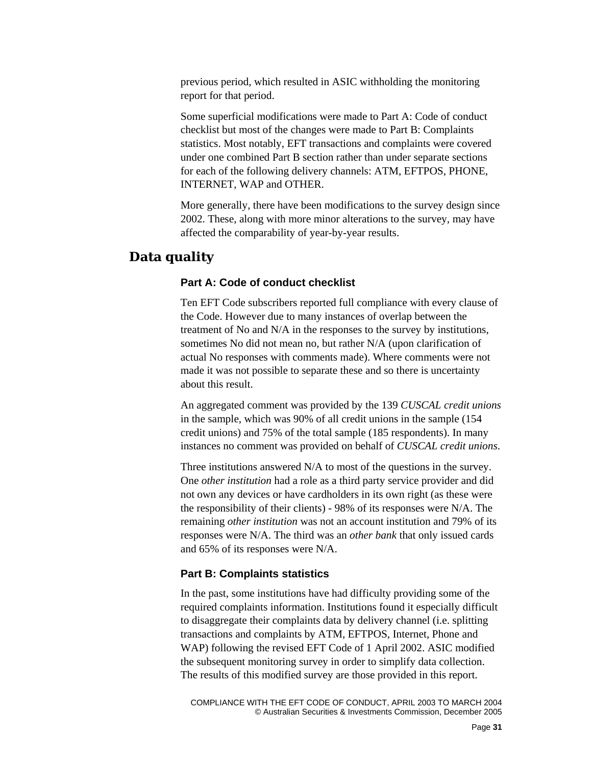previous period, which resulted in ASIC withholding the monitoring report for that period.

Some superficial modifications were made to Part A: Code of conduct checklist but most of the changes were made to Part B: Complaints statistics. Most notably, EFT transactions and complaints were covered under one combined Part B section rather than under separate sections for each of the following delivery channels: ATM, EFTPOS, PHONE, INTERNET, WAP and OTHER.

More generally, there have been modifications to the survey design since 2002. These, along with more minor alterations to the survey, may have affected the comparability of year-by-year results.

## Data quality

### Part A: Code of conduct checklist

Ten EFT Code subscribers reported full compliance with every clause of the Code. However due to many instances of overlap between the treatment of No and N/A in the responses to the survey by institutions, sometimes No did not mean no, but rather N/A (upon clarification of actual No responses with comments made). Where comments were not made it was not possible to separate these and so there is uncertainty about this result.

An aggregated comment was provided by the 139 *CUSCAL credit unions* in the sample, which was 90% of all credit unions in the sample (154 credit unions) and 75% of the total sample (185 respondents). In many instances no comment was provided on behalf of *CUSCAL credit unions*.

Three institutions answered N/A to most of the questions in the survey. One *other institution* had a role as a third party service provider and did not own any devices or have cardholders in its own right (as these were the responsibility of their clients) - 98% of its responses were N/A. The remaining *other institution* was not an account institution and 79% of its responses were N/A. The third was an *other bank* that only issued cards and 65% of its responses were N/A.

### Part B: Complaints statistics

In the past, some institutions have had difficulty providing some of the required complaints information. Institutions found it especially difficult to disaggregate their complaints data by delivery channel (i.e. splitting transactions and complaints by ATM, EFTPOS, Internet, Phone and WAP) following the revised EFT Code of 1 April 2002. ASIC modified the subsequent monitoring survey in order to simplify data collection. The results of this modified survey are those provided in this report.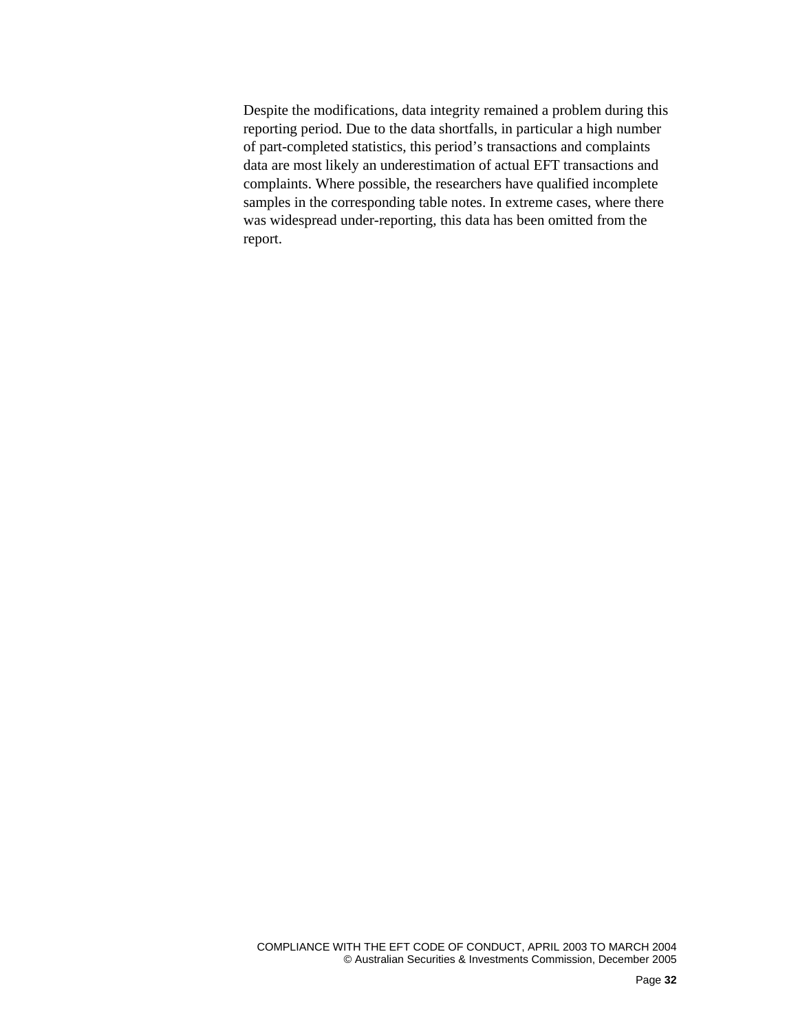Despite the modifications, data integrity remained a problem during this reporting period. Due to the data shortfalls, in particular a high number of part-completed statistics, this period’s transactions and complaints data are most likely an underestimation of actual EFT transactions and complaints. Where possible, the researchers have qualified incomplete samples in the corresponding table notes. In extreme cases, where there was widespread under-reporting, this data has been omitted from the report.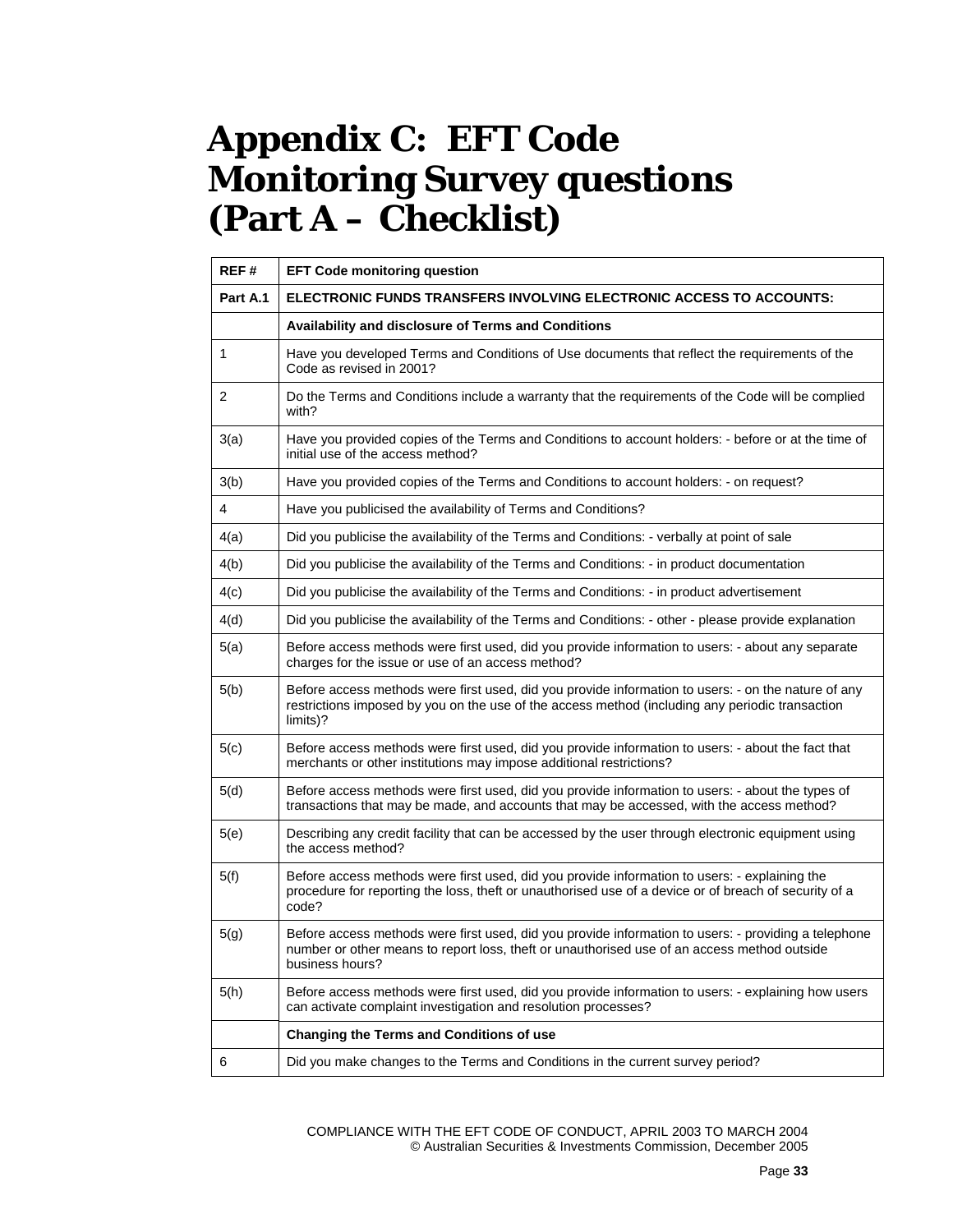# Appendix C: EFT Code Monitoring Survey questions (Part A – Checklist)

| REF # | EFT Code monitoring question |
|---|---|
| Part A.1 | **ELECTRONIC FUNDS TRANSFERS INVOLVING ELECTRONIC ACCESS TO ACCOUNTS:** |
| | **Availability and disclosure of Terms and Conditions** |
| 1 | Have you developed Terms and Conditions of Use documents that reflect the requirements of the Code as revised in 2001? |
| 2 | Do the Terms and Conditions include a warranty that the requirements of the Code will be complied with? |
| 3(a) | Have you provided copies of the Terms and Conditions to account holders: - before or at the time of initial use of the access method? |
| 3(b) | Have you provided copies of the Terms and Conditions to account holders: - on request? |
| 4 | Have you publicised the availability of Terms and Conditions? |
| 4(a) | Did you publicise the availability of the Terms and Conditions: - verbally at point of sale |
| 4(b) | Did you publicise the availability of the Terms and Conditions: - in product documentation |
| 4(c) | Did you publicise the availability of the Terms and Conditions: - in product advertisement |
| 4(d) | Did you publicise the availability of the Terms and Conditions: - other - please provide explanation |
| 5(a) | Before access methods were first used, did you provide information to users: - about any separate charges for the issue or use of an access method? |
| 5(b) | Before access methods were first used, did you provide information to users: - on the nature of any restrictions imposed by you on the use of the access method (including any periodic transaction limits)? |
| 5(c) | Before access methods were first used, did you provide information to users: - about the fact that merchants or other institutions may impose additional restrictions? |
| 5(d) | Before access methods were first used, did you provide information to users: - about the types of transactions that may be made, and accounts that may be accessed, with the access method? |
| 5(e) | Describing any credit facility that can be accessed by the user through electronic equipment using the access method? |
| 5(f) | Before access methods were first used, did you provide information to users: - explaining the procedure for reporting the loss, theft or unauthorised use of a device or of breach of security of a code? |
| 5(g) | Before access methods were first used, did you provide information to users: - providing a telephone number or other means to report loss, theft or unauthorised use of an access method outside business hours? |
| 5(h) | Before access methods were first used, did you provide information to users: - explaining how users can activate complaint investigation and resolution processes? |
| | **Changing the Terms and Conditions of use** |
| 6 | Did you make changes to the Terms and Conditions in the current survey period? |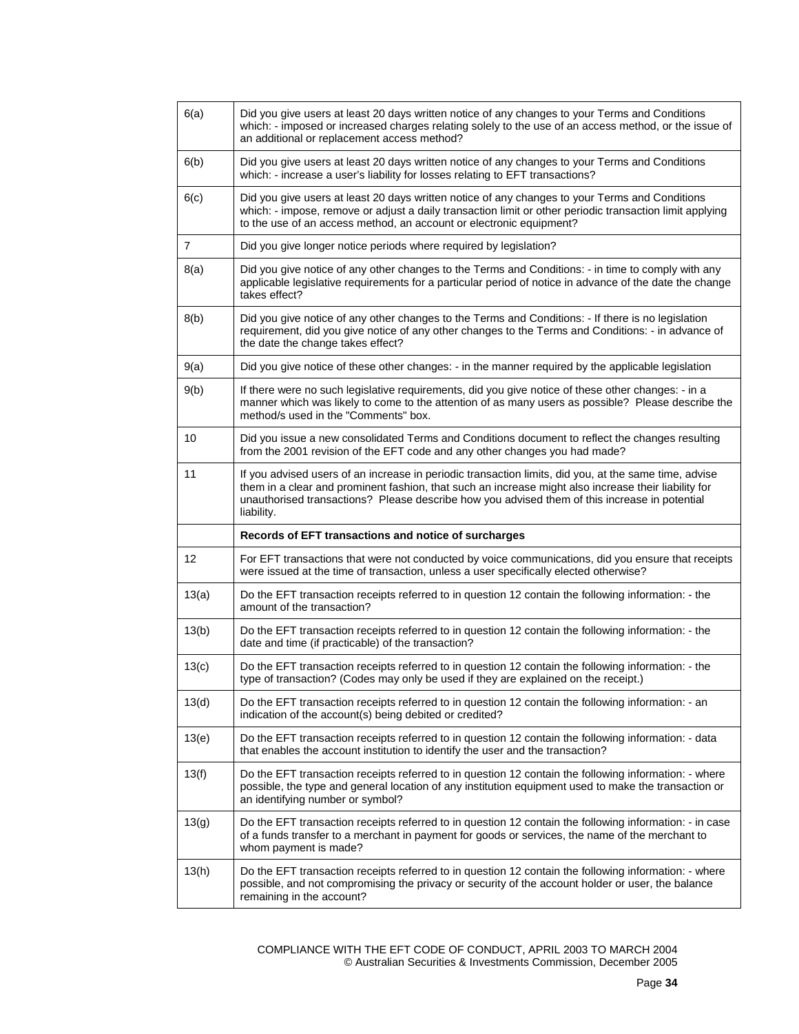| | |
|---|---|
| 6(a) | Did you give users at least 20 days written notice of any changes to your Terms and Conditions which: - imposed or increased charges relating solely to the use of an access method, or the issue of an additional or replacement access method? |
| 6(b) | Did you give users at least 20 days written notice of any changes to your Terms and Conditions which: - increase a user's liability for losses relating to EFT transactions? |
| 6(c) | Did you give users at least 20 days written notice of any changes to your Terms and Conditions which: - impose, remove or adjust a daily transaction limit or other periodic transaction limit applying to the use of an access method, an account or electronic equipment? |
| 7 | Did you give longer notice periods where required by legislation? |
| 8(a) | Did you give notice of any other changes to the Terms and Conditions: - in time to comply with any applicable legislative requirements for a particular period of notice in advance of the date the change takes effect? |
| 8(b) | Did you give notice of any other changes to the Terms and Conditions: - If there is no legislation requirement, did you give notice of any other changes to the Terms and Conditions: - in advance of the date the change takes effect? |
| 9(a) | Did you give notice of these other changes: - in the manner required by the applicable legislation |
| 9(b) | If there were no such legislative requirements, did you give notice of these other changes: - in a manner which was likely to come to the attention of as many users as possible? Please describe the method/s used in the "Comments" box. |
| 10 | Did you issue a new consolidated Terms and Conditions document to reflect the changes resulting from the 2001 revision of the EFT code and any other changes you had made? |
| 11 | If you advised users of an increase in periodic transaction limits, did you, at the same time, advise them in a clear and prominent fashion, that such an increase might also increase their liability for unauthorised transactions? Please describe how you advised them of this increase in potential liability. |
| | **Records of EFT transactions and notice of surcharges** |
| 12 | For EFT transactions that were not conducted by voice communications, did you ensure that receipts were issued at the time of transaction, unless a user specifically elected otherwise? |
| 13(a) | Do the EFT transaction receipts referred to in question 12 contain the following information: - the amount of the transaction? |
| 13(b) | Do the EFT transaction receipts referred to in question 12 contain the following information: - the date and time (if practicable) of the transaction? |
| 13(c) | Do the EFT transaction receipts referred to in question 12 contain the following information: - the type of transaction? (Codes may only be used if they are explained on the receipt.) |
| 13(d) | Do the EFT transaction receipts referred to in question 12 contain the following information: - an indication of the account(s) being debited or credited? |
| 13(e) | Do the EFT transaction receipts referred to in question 12 contain the following information: - data that enables the account institution to identify the user and the transaction? |
| 13(f) | Do the EFT transaction receipts referred to in question 12 contain the following information: - where possible, the type and general location of any institution equipment used to make the transaction or an identifying number or symbol? |
| 13(g) | Do the EFT transaction receipts referred to in question 12 contain the following information: - in case of a funds transfer to a merchant in payment for goods or services, the name of the merchant to whom payment is made? |
| 13(h) | Do the EFT transaction receipts referred to in question 12 contain the following information: - where possible, and not compromising the privacy or security of the account holder or user, the balance remaining in the account? |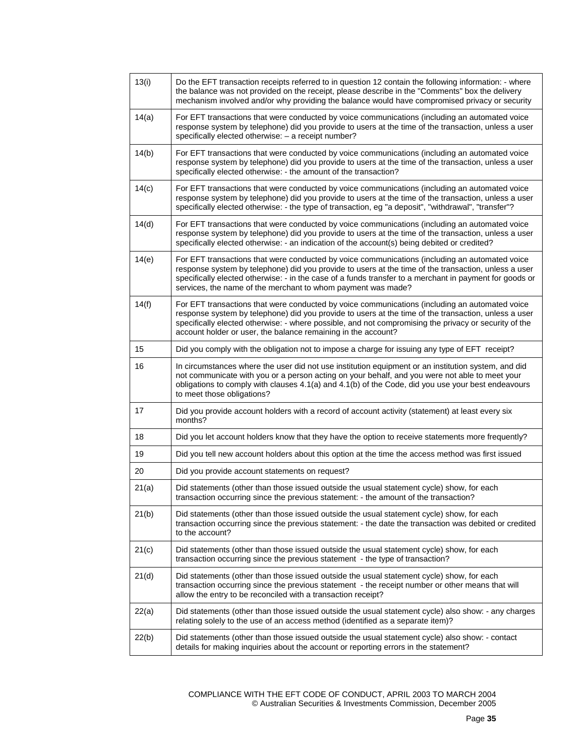| 13(i) | Do the EFT transaction receipts referred to in question 12 contain the following information: - where the balance was not provided on the receipt, please describe in the "Comments" box the delivery mechanism involved and/or why providing the balance would have compromised privacy or security |
|---|---|
| 14(a) | For EFT transactions that were conducted by voice communications (including an automated voice response system by telephone) did you provide to users at the time of the transaction, unless a user specifically elected otherwise: – a receipt number? |
| 14(b) | For EFT transactions that were conducted by voice communications (including an automated voice response system by telephone) did you provide to users at the time of the transaction, unless a user specifically elected otherwise: - the amount of the transaction? |
| 14(c) | For EFT transactions that were conducted by voice communications (including an automated voice response system by telephone) did you provide to users at the time of the transaction, unless a user specifically elected otherwise: - the type of transaction, eg "a deposit", "withdrawal", "transfer"? |
| 14(d) | For EFT transactions that were conducted by voice communications (including an automated voice response system by telephone) did you provide to users at the time of the transaction, unless a user specifically elected otherwise: - an indication of the account(s) being debited or credited? |
| 14(e) | For EFT transactions that were conducted by voice communications (including an automated voice response system by telephone) did you provide to users at the time of the transaction, unless a user specifically elected otherwise: - in the case of a funds transfer to a merchant in payment for goods or services, the name of the merchant to whom payment was made? |
| 14(f) | For EFT transactions that were conducted by voice communications (including an automated voice response system by telephone) did you provide to users at the time of the transaction, unless a user specifically elected otherwise: - where possible, and not compromising the privacy or security of the account holder or user, the balance remaining in the account? |
| 15 | Did you comply with the obligation not to impose a charge for issuing any type of EFT receipt? |
| 16 | In circumstances where the user did not use institution equipment or an institution system, and did not communicate with you or a person acting on your behalf, and you were not able to meet your obligations to comply with clauses 4.1(a) and 4.1(b) of the Code, did you use your best endeavours to meet those obligations? |
| 17 | Did you provide account holders with a record of account activity (statement) at least every six months? |
| 18 | Did you let account holders know that they have the option to receive statements more frequently? |
| 19 | Did you tell new account holders about this option at the time the access method was first issued |
| 20 | Did you provide account statements on request? |
| 21(a) | Did statements (other than those issued outside the usual statement cycle) show, for each transaction occurring since the previous statement: - the amount of the transaction? |
| 21(b) | Did statements (other than those issued outside the usual statement cycle) show, for each transaction occurring since the previous statement: - the date the transaction was debited or credited to the account? |
| 21(c) | Did statements (other than those issued outside the usual statement cycle) show, for each transaction occurring since the previous statement - the type of transaction? |
| 21(d) | Did statements (other than those issued outside the usual statement cycle) show, for each transaction occurring since the previous statement - the receipt number or other means that will allow the entry to be reconciled with a transaction receipt? |
| 22(a) | Did statements (other than those issued outside the usual statement cycle) also show: - any charges relating solely to the use of an access method (identified as a separate item)? |
| 22(b) | Did statements (other than those issued outside the usual statement cycle) also show: - contact details for making inquiries about the account or reporting errors in the statement? |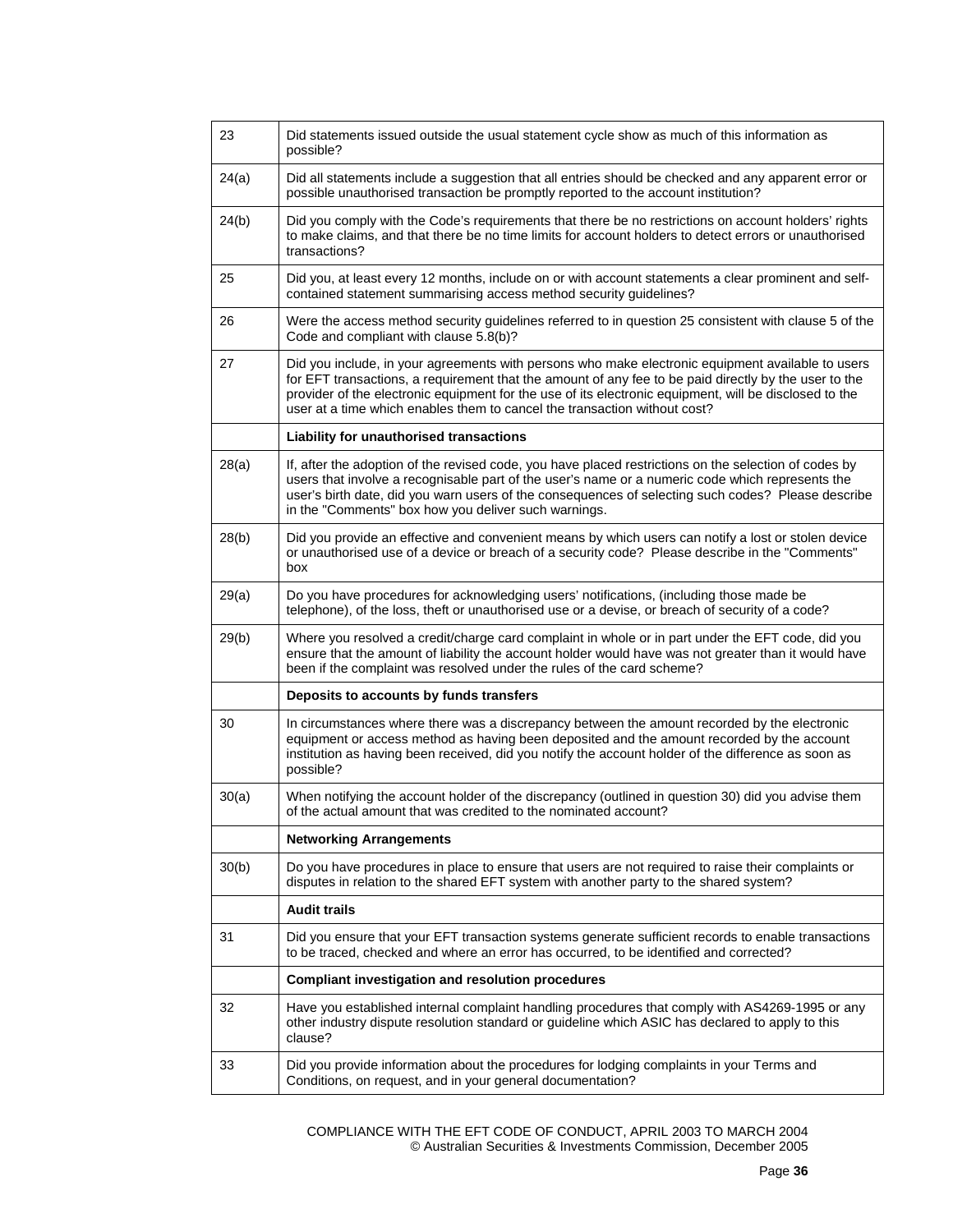| | |
|---|---|
| 23 | Did statements issued outside the usual statement cycle show as much of this information as possible? |
| 24(a) | Did all statements include a suggestion that all entries should be checked and any apparent error or possible unauthorised transaction be promptly reported to the account institution? |
| 24(b) | Did you comply with the Code's requirements that there be no restrictions on account holders' rights to make claims, and that there be no time limits for account holders to detect errors or unauthorised transactions? |
| 25 | Did you, at least every 12 months, include on or with account statements a clear prominent and self-contained statement summarising access method security guidelines? |
| 26 | Were the access method security guidelines referred to in question 25 consistent with clause 5 of the Code and compliant with clause 5.8(b)? |
| 27 | Did you include, in your agreements with persons who make electronic equipment available to users for EFT transactions, a requirement that the amount of any fee to be paid directly by the user to the provider of the electronic equipment for the use of its electronic equipment, will be disclosed to the user at a time which enables them to cancel the transaction without cost? |
| | **Liability for unauthorised transactions** |
| 28(a) | If, after the adoption of the revised code, you have placed restrictions on the selection of codes by users that involve a recognisable part of the user's name or a numeric code which represents the user's birth date, did you warn users of the consequences of selecting such codes? Please describe in the "Comments" box how you deliver such warnings. |
| 28(b) | Did you provide an effective and convenient means by which users can notify a lost or stolen device or unauthorised use of a device or breach of a security code? Please describe in the "Comments" box |
| 29(a) | Do you have procedures for acknowledging users' notifications, (including those made be telephone), of the loss, theft or unauthorised use or a devise, or breach of security of a code? |
| 29(b) | Where you resolved a credit/charge card complaint in whole or in part under the EFT code, did you ensure that the amount of liability the account holder would have was not greater than it would have been if the complaint was resolved under the rules of the card scheme? |
| | **Deposits to accounts by funds transfers** |
| 30 | In circumstances where there was a discrepancy between the amount recorded by the electronic equipment or access method as having been deposited and the amount recorded by the account institution as having been received, did you notify the account holder of the difference as soon as possible? |
| 30(a) | When notifying the account holder of the discrepancy (outlined in question 30) did you advise them of the actual amount that was credited to the nominated account? |
| | **Networking Arrangements** |
| 30(b) | Do you have procedures in place to ensure that users are not required to raise their complaints or disputes in relation to the shared EFT system with another party to the shared system? |
| | **Audit trails** |
| 31 | Did you ensure that your EFT transaction systems generate sufficient records to enable transactions to be traced, checked and where an error has occurred, to be identified and corrected? |
| | **Compliant investigation and resolution procedures** |
| 32 | Have you established internal complaint handling procedures that comply with AS4269-1995 or any other industry dispute resolution standard or guideline which ASIC has declared to apply to this clause? |
| 33 | Did you provide information about the procedures for lodging complaints in your Terms and Conditions, on request, and in your general documentation? |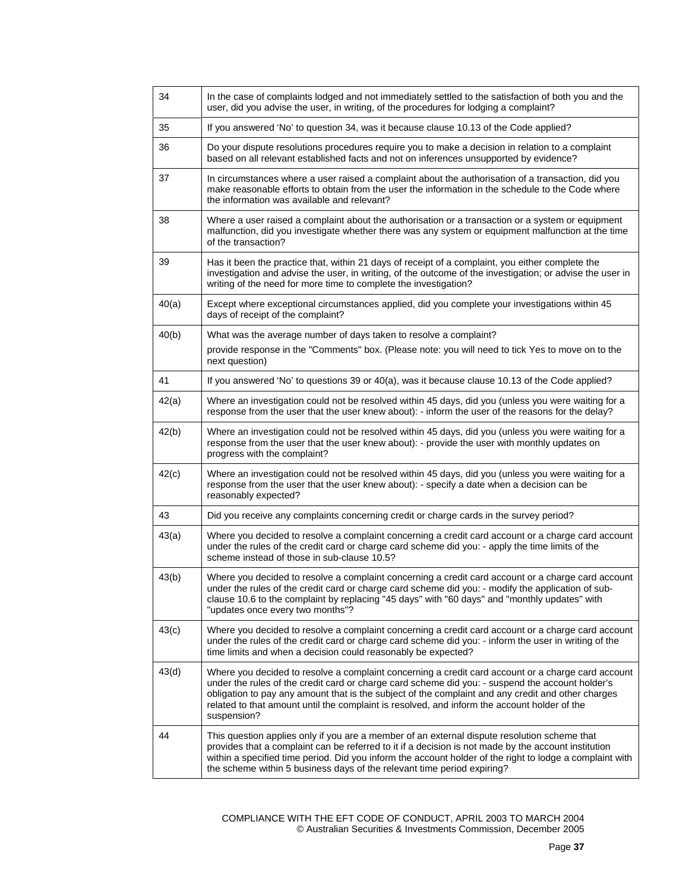| | |
|---|---|
| 34 | In the case of complaints lodged and not immediately settled to the satisfaction of both you and the user, did you advise the user, in writing, of the procedures for lodging a complaint? |
| 35 | If you answered 'No' to question 34, was it because clause 10.13 of the Code applied? |
| 36 | Do your dispute resolutions procedures require you to make a decision in relation to a complaint based on all relevant established facts and not on inferences unsupported by evidence? |
| 37 | In circumstances where a user raised a complaint about the authorisation of a transaction, did you make reasonable efforts to obtain from the user the information in the schedule to the Code where the information was available and relevant? |
| 38 | Where a user raised a complaint about the authorisation or a transaction or a system or equipment malfunction, did you investigate whether there was any system or equipment malfunction at the time of the transaction? |
| 39 | Has it been the practice that, within 21 days of receipt of a complaint, you either complete the investigation and advise the user, in writing, of the outcome of the investigation; or advise the user in writing of the need for more time to complete the investigation? |
| 40(a) | Except where exceptional circumstances applied, did you complete your investigations within 45 days of receipt of the complaint? |
| 40(b) | What was the average number of days taken to resolve a complaint?<br>provide response in the "Comments" box. (Please note: you will need to tick Yes to move on to the next question) |
| 41 | If you answered 'No' to questions 39 or 40(a), was it because clause 10.13 of the Code applied? |
| 42(a) | Where an investigation could not be resolved within 45 days, did you (unless you were waiting for a response from the user that the user knew about): - inform the user of the reasons for the delay? |
| 42(b) | Where an investigation could not be resolved within 45 days, did you (unless you were waiting for a response from the user that the user knew about): - provide the user with monthly updates on progress with the complaint? |
| 42(c) | Where an investigation could not be resolved within 45 days, did you (unless you were waiting for a response from the user that the user knew about): - specify a date when a decision can be reasonably expected? |
| 43 | Did you receive any complaints concerning credit or charge cards in the survey period? |
| 43(a) | Where you decided to resolve a complaint concerning a credit card account or a charge card account under the rules of the credit card or charge card scheme did you: - apply the time limits of the scheme instead of those in sub-clause 10.5? |
| 43(b) | Where you decided to resolve a complaint concerning a credit card account or a charge card account under the rules of the credit card or charge card scheme did you: - modify the application of sub-clause 10.6 to the complaint by replacing "45 days" with "60 days" and "monthly updates" with "updates once every two months"? |
| 43(c) | Where you decided to resolve a complaint concerning a credit card account or a charge card account under the rules of the credit card or charge card scheme did you: - inform the user in writing of the time limits and when a decision could reasonably be expected? |
| 43(d) | Where you decided to resolve a complaint concerning a credit card account or a charge card account under the rules of the credit card or charge card scheme did you: - suspend the account holder's obligation to pay any amount that is the subject of the complaint and any credit and other charges related to that amount until the complaint is resolved, and inform the account holder of the suspension? |
| 44 | This question applies only if you are a member of an external dispute resolution scheme that provides that a complaint can be referred to it if a decision is not made by the account institution within a specified time period. Did you inform the account holder of the right to lodge a complaint with the scheme within 5 business days of the relevant time period expiring? |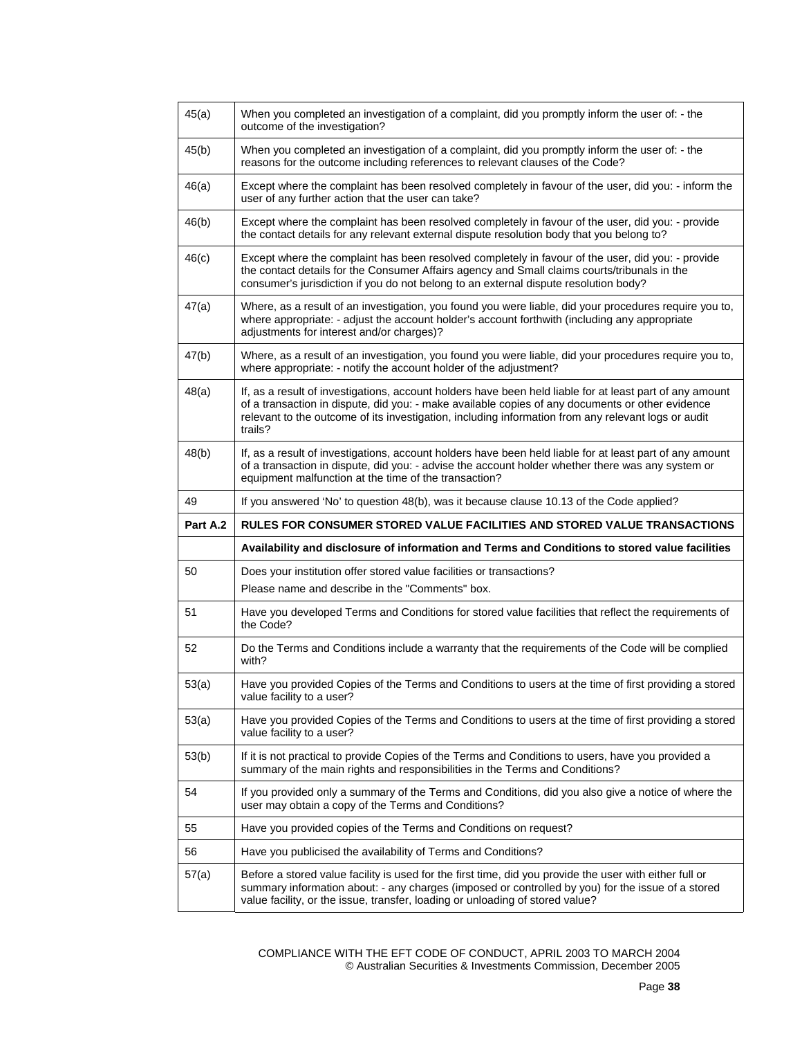| | |
|---|---|
| 45(a) | When you completed an investigation of a complaint, did you promptly inform the user of: - the outcome of the investigation? |
| 45(b) | When you completed an investigation of a complaint, did you promptly inform the user of: - the reasons for the outcome including references to relevant clauses of the Code? |
| 46(a) | Except where the complaint has been resolved completely in favour of the user, did you: - inform the user of any further action that the user can take? |
| 46(b) | Except where the complaint has been resolved completely in favour of the user, did you: - provide the contact details for any relevant external dispute resolution body that you belong to? |
| 46(c) | Except where the complaint has been resolved completely in favour of the user, did you: - provide the contact details for the Consumer Affairs agency and Small claims courts/tribunals in the consumer's jurisdiction if you do not belong to an external dispute resolution body? |
| 47(a) | Where, as a result of an investigation, you found you were liable, did your procedures require you to, where appropriate: - adjust the account holder's account forthwith (including any appropriate adjustments for interest and/or charges)? |
| 47(b) | Where, as a result of an investigation, you found you were liable, did your procedures require you to, where appropriate: - notify the account holder of the adjustment? |
| 48(a) | If, as a result of investigations, account holders have been held liable for at least part of any amount of a transaction in dispute, did you: - make available copies of any documents or other evidence relevant to the outcome of its investigation, including information from any relevant logs or audit trails? |
| 48(b) | If, as a result of investigations, account holders have been held liable for at least part of any amount of a transaction in dispute, did you: - advise the account holder whether there was any system or equipment malfunction at the time of the transaction? |
| 49 | If you answered 'No' to question 48(b), was it because clause 10.13 of the Code applied? |
| **Part A.2** | **RULES FOR CONSUMER STORED VALUE FACILITIES AND STORED VALUE TRANSACTIONS** |
| | **Availability and disclosure of information and Terms and Conditions to stored value facilities** |
| 50 | Does your institution offer stored value facilities or transactions?<br>Please name and describe in the "Comments" box. |
| 51 | Have you developed Terms and Conditions for stored value facilities that reflect the requirements of the Code? |
| 52 | Do the Terms and Conditions include a warranty that the requirements of the Code will be complied with? |
| 53(a) | Have you provided Copies of the Terms and Conditions to users at the time of first providing a stored value facility to a user? |
| 53(a) | Have you provided Copies of the Terms and Conditions to users at the time of first providing a stored value facility to a user? |
| 53(b) | If it is not practical to provide Copies of the Terms and Conditions to users, have you provided a summary of the main rights and responsibilities in the Terms and Conditions? |
| 54 | If you provided only a summary of the Terms and Conditions, did you also give a notice of where the user may obtain a copy of the Terms and Conditions? |
| 55 | Have you provided copies of the Terms and Conditions on request? |
| 56 | Have you publicised the availability of Terms and Conditions? |
| 57(a) | Before a stored value facility is used for the first time, did you provide the user with either full or summary information about: - any charges (imposed or controlled by you) for the issue of a stored value facility, or the issue, transfer, loading or unloading of stored value? |

COMPLIANCE WITH THE EFT CODE OF CONDUCT, APRIL 2003 TO MARCH 2004
© Australian Securities & Investments Commission, December 2005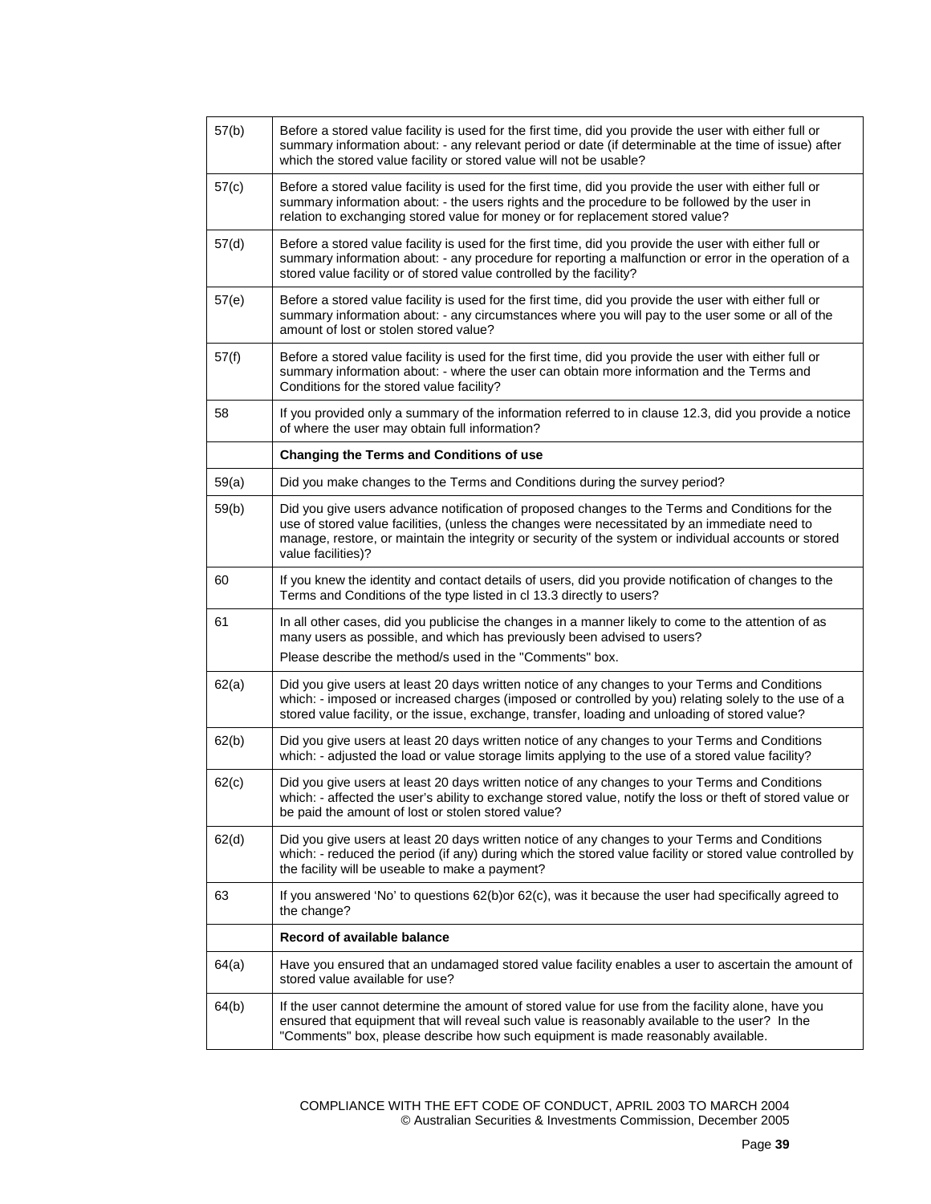| | |
|---|---|
| 57(b) | Before a stored value facility is used for the first time, did you provide the user with either full or summary information about: - any relevant period or date (if determinable at the time of issue) after which the stored value facility or stored value will not be usable? |
| 57(c) | Before a stored value facility is used for the first time, did you provide the user with either full or summary information about: - the users rights and the procedure to be followed by the user in relation to exchanging stored value for money or for replacement stored value? |
| 57(d) | Before a stored value facility is used for the first time, did you provide the user with either full or summary information about: - any procedure for reporting a malfunction or error in the operation of a stored value facility or of stored value controlled by the facility? |
| 57(e) | Before a stored value facility is used for the first time, did you provide the user with either full or summary information about: - any circumstances where you will pay to the user some or all of the amount of lost or stolen stored value? |
| 57(f) | Before a stored value facility is used for the first time, did you provide the user with either full or summary information about: - where the user can obtain more information and the Terms and Conditions for the stored value facility? |
| 58 | If you provided only a summary of the information referred to in clause 12.3, did you provide a notice of where the user may obtain full information? |
| | **Changing the Terms and Conditions of use** |
| 59(a) | Did you make changes to the Terms and Conditions during the survey period? |
| 59(b) | Did you give users advance notification of proposed changes to the Terms and Conditions for the use of stored value facilities, (unless the changes were necessitated by an immediate need to manage, restore, or maintain the integrity or security of the system or individual accounts or stored value facilities)? |
| 60 | If you knew the identity and contact details of users, did you provide notification of changes to the Terms and Conditions of the type listed in cl 13.3 directly to users? |
| 61 | In all other cases, did you publicise the changes in a manner likely to come to the attention of as many users as possible, and which has previously been advised to users?<br>Please describe the method/s used in the "Comments" box. |
| 62(a) | Did you give users at least 20 days written notice of any changes to your Terms and Conditions which: - imposed or increased charges (imposed or controlled by you) relating solely to the use of a stored value facility, or the issue, exchange, transfer, loading and unloading of stored value? |
| 62(b) | Did you give users at least 20 days written notice of any changes to your Terms and Conditions which: - adjusted the load or value storage limits applying to the use of a stored value facility? |
| 62(c) | Did you give users at least 20 days written notice of any changes to your Terms and Conditions which: - affected the user's ability to exchange stored value, notify the loss or theft of stored value or be paid the amount of lost or stolen stored value? |
| 62(d) | Did you give users at least 20 days written notice of any changes to your Terms and Conditions which: - reduced the period (if any) during which the stored value facility or stored value controlled by the facility will be useable to make a payment? |
| 63 | If you answered 'No' to questions 62(b)or 62(c), was it because the user had specifically agreed to the change? |
| | **Record of available balance** |
| 64(a) | Have you ensured that an undamaged stored value facility enables a user to ascertain the amount of stored value available for use? |
| 64(b) | If the user cannot determine the amount of stored value for use from the facility alone, have you ensured that equipment that will reveal such value is reasonably available to the user? In the "Comments" box, please describe how such equipment is made reasonably available. |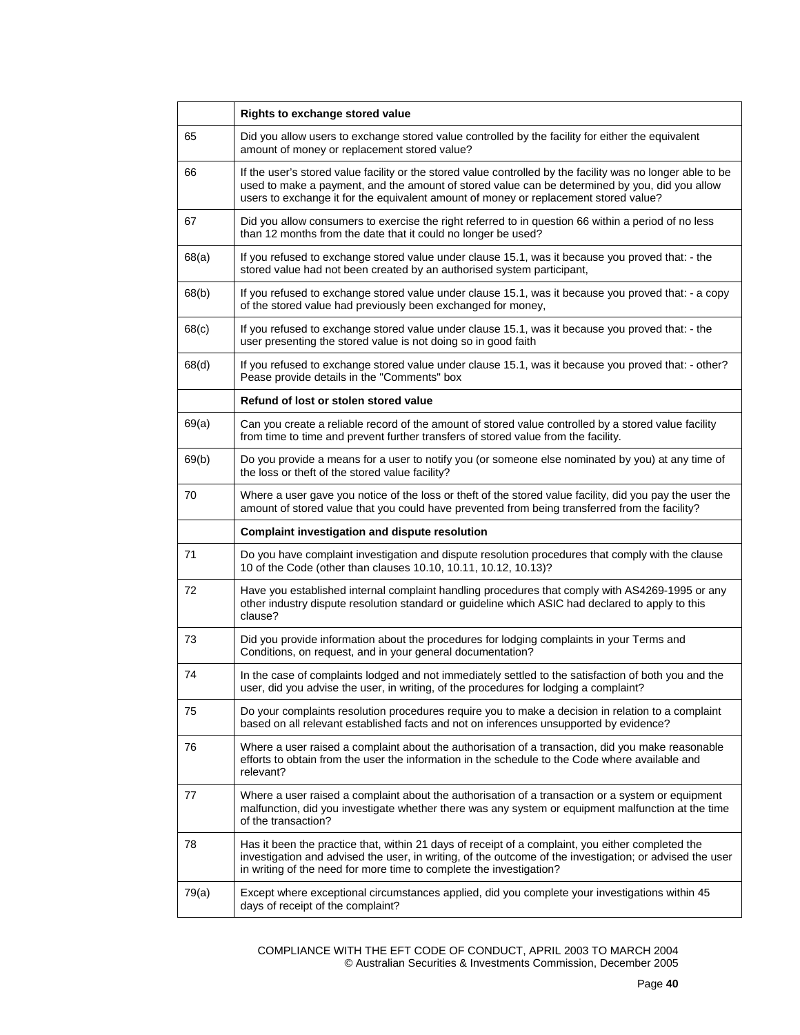| | **Rights to exchange stored value** |
|---|---|
| 65 | Did you allow users to exchange stored value controlled by the facility for either the equivalent amount of money or replacement stored value? |
| 66 | If the user's stored value facility or the stored value controlled by the facility was no longer able to be used to make a payment, and the amount of stored value can be determined by you, did you allow users to exchange it for the equivalent amount of money or replacement stored value? |
| 67 | Did you allow consumers to exercise the right referred to in question 66 within a period of no less than 12 months from the date that it could no longer be used? |
| 68(a) | If you refused to exchange stored value under clause 15.1, was it because you proved that: - the stored value had not been created by an authorised system participant, |
| 68(b) | If you refused to exchange stored value under clause 15.1, was it because you proved that: - a copy of the stored value had previously been exchanged for money, |
| 68(c) | If you refused to exchange stored value under clause 15.1, was it because you proved that: - the user presenting the stored value is not doing so in good faith |
| 68(d) | If you refused to exchange stored value under clause 15.1, was it because you proved that: - other? Pease provide details in the "Comments" box |
| | **Refund of lost or stolen stored value** |
| 69(a) | Can you create a reliable record of the amount of stored value controlled by a stored value facility from time to time and prevent further transfers of stored value from the facility. |
| 69(b) | Do you provide a means for a user to notify you (or someone else nominated by you) at any time of the loss or theft of the stored value facility? |
| 70 | Where a user gave you notice of the loss or theft of the stored value facility, did you pay the user the amount of stored value that you could have prevented from being transferred from the facility? |
| | **Complaint investigation and dispute resolution** |
| 71 | Do you have complaint investigation and dispute resolution procedures that comply with the clause 10 of the Code (other than clauses 10.10, 10.11, 10.12, 10.13)? |
| 72 | Have you established internal complaint handling procedures that comply with AS4269-1995 or any other industry dispute resolution standard or guideline which ASIC had declared to apply to this clause? |
| 73 | Did you provide information about the procedures for lodging complaints in your Terms and Conditions, on request, and in your general documentation? |
| 74 | In the case of complaints lodged and not immediately settled to the satisfaction of both you and the user, did you advise the user, in writing, of the procedures for lodging a complaint? |
| 75 | Do your complaints resolution procedures require you to make a decision in relation to a complaint based on all relevant established facts and not on inferences unsupported by evidence? |
| 76 | Where a user raised a complaint about the authorisation of a transaction, did you make reasonable efforts to obtain from the user the information in the schedule to the Code where available and relevant? |
| 77 | Where a user raised a complaint about the authorisation of a transaction or a system or equipment malfunction, did you investigate whether there was any system or equipment malfunction at the time of the transaction? |
| 78 | Has it been the practice that, within 21 days of receipt of a complaint, you either completed the investigation and advised the user, in writing, of the outcome of the investigation; or advised the user in writing of the need for more time to complete the investigation? |
| 79(a) | Except where exceptional circumstances applied, did you complete your investigations within 45 days of receipt of the complaint? |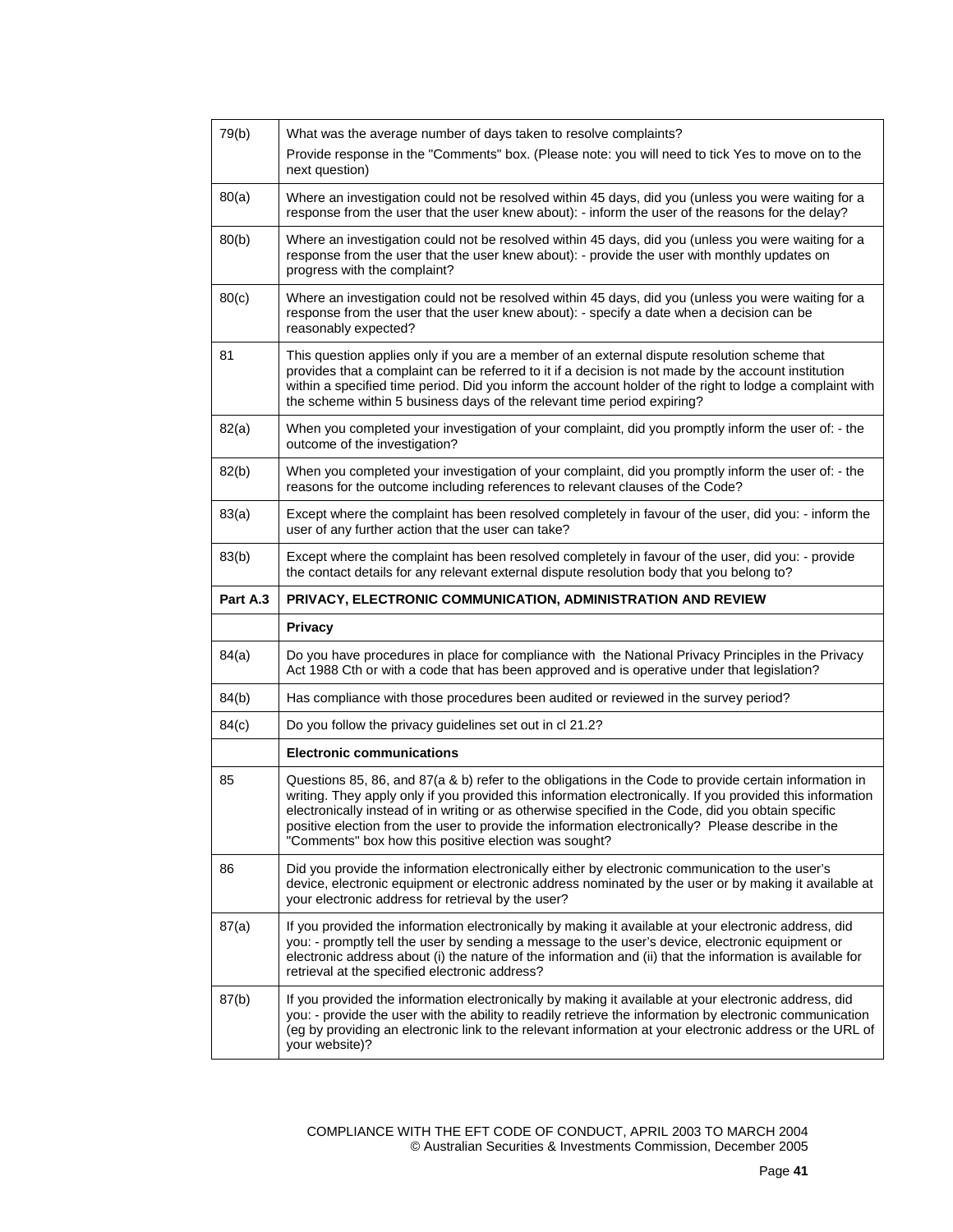| 79(b) | What was the average number of days taken to resolve complaints? Provide response in the "Comments" box. (Please note: you will need to tick Yes to move on to the next question) |
|---|---|
| 80(a) | Where an investigation could not be resolved within 45 days, did you (unless you were waiting for a response from the user that the user knew about): - inform the user of the reasons for the delay? |
| 80(b) | Where an investigation could not be resolved within 45 days, did you (unless you were waiting for a response from the user that the user knew about): - provide the user with monthly updates on progress with the complaint? |
| 80(c) | Where an investigation could not be resolved within 45 days, did you (unless you were waiting for a response from the user that the user knew about): - specify a date when a decision can be reasonably expected? |
| 81 | This question applies only if you are a member of an external dispute resolution scheme that provides that a complaint can be referred to it if a decision is not made by the account institution within a specified time period. Did you inform the account holder of the right to lodge a complaint with the scheme within 5 business days of the relevant time period expiring? |
| 82(a) | When you completed your investigation of your complaint, did you promptly inform the user of: - the outcome of the investigation? |
| 82(b) | When you completed your investigation of your complaint, did you promptly inform the user of: - the reasons for the outcome including references to relevant clauses of the Code? |
| 83(a) | Except where the complaint has been resolved completely in favour of the user, did you: - inform the user of any further action that the user can take? |
| 83(b) | Except where the complaint has been resolved completely in favour of the user, did you: - provide the contact details for any relevant external dispute resolution body that you belong to? |
| **Part A.3** | **PRIVACY, ELECTRONIC COMMUNICATION, ADMINISTRATION AND REVIEW** |
| | **Privacy** |
| 84(a) | Do you have procedures in place for compliance with the National Privacy Principles in the Privacy Act 1988 Cth or with a code that has been approved and is operative under that legislation? |
| 84(b) | Has compliance with those procedures been audited or reviewed in the survey period? |
| 84(c) | Do you follow the privacy guidelines set out in cl 21.2? |
| | **Electronic communications** |
| 85 | Questions 85, 86, and 87(a & b) refer to the obligations in the Code to provide certain information in writing. They apply only if you provided this information electronically. If you provided this information electronically instead of in writing or as otherwise specified in the Code, did you obtain specific positive election from the user to provide the information electronically? Please describe in the "Comments" box how this positive election was sought? |
| 86 | Did you provide the information electronically either by electronic communication to the user's device, electronic equipment or electronic address nominated by the user or by making it available at your electronic address for retrieval by the user? |
| 87(a) | If you provided the information electronically by making it available at your electronic address, did you: - promptly tell the user by sending a message to the user's device, electronic equipment or electronic address about (i) the nature of the information and (ii) that the information is available for retrieval at the specified electronic address? |
| 87(b) | If you provided the information electronically by making it available at your electronic address, did you: - provide the user with the ability to readily retrieve the information by electronic communication (eg by providing an electronic link to the relevant information at your electronic address or the URL of your website)? |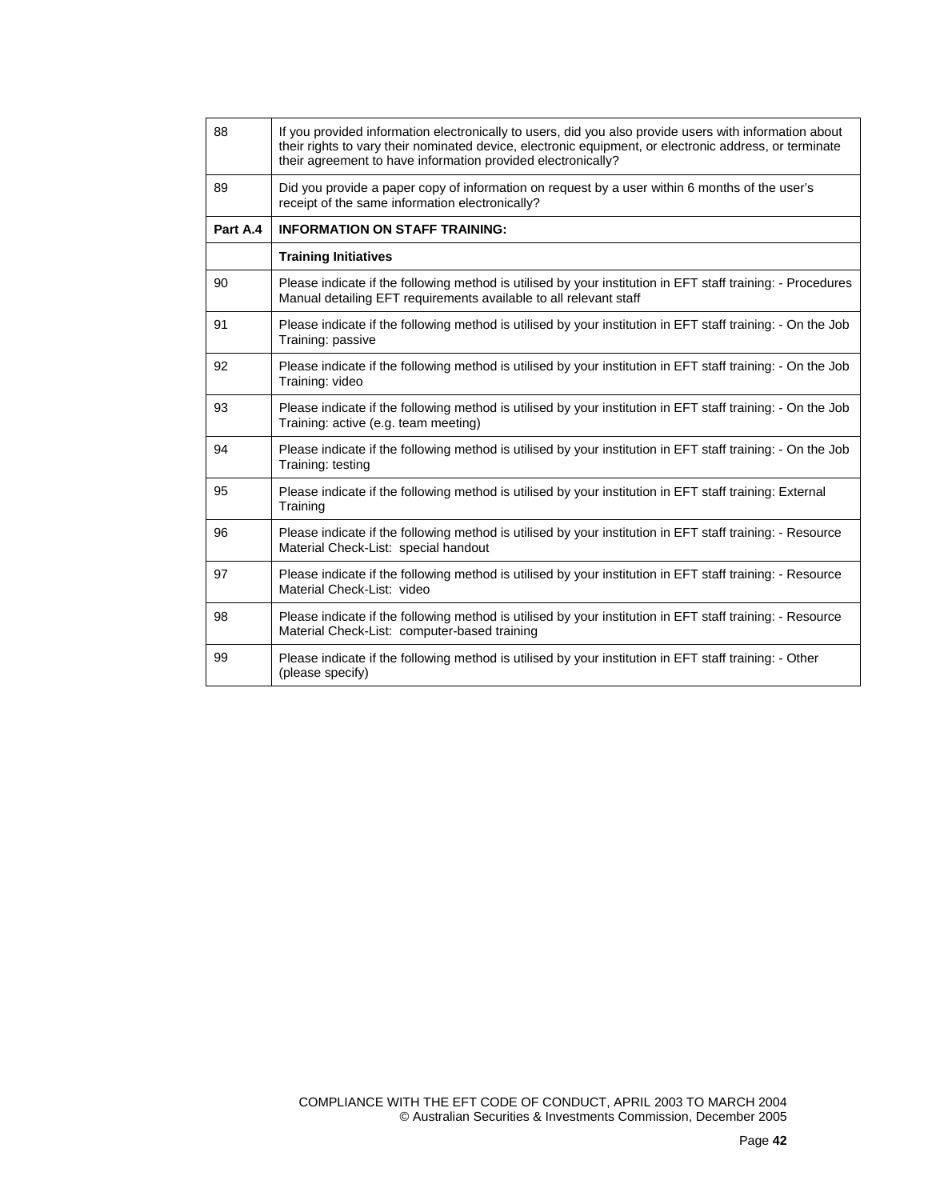| | |
|---|---|
| 88 | If you provided information electronically to users, did you also provide users with information about their rights to vary their nominated device, electronic equipment, or electronic address, or terminate their agreement to have information provided electronically? |
| 89 | Did you provide a paper copy of information on request by a user within 6 months of the user's receipt of the same information electronically? |
| **Part A.4** | **INFORMATION ON STAFF TRAINING:** |
| | **Training Initiatives** |
| 90 | Please indicate if the following method is utilised by your institution in EFT staff training: - Procedures Manual detailing EFT requirements available to all relevant staff |
| 91 | Please indicate if the following method is utilised by your institution in EFT staff training: - On the Job Training: passive |
| 92 | Please indicate if the following method is utilised by your institution in EFT staff training: - On the Job Training: video |
| 93 | Please indicate if the following method is utilised by your institution in EFT staff training: - On the Job Training: active (e.g. team meeting) |
| 94 | Please indicate if the following method is utilised by your institution in EFT staff training: - On the Job Training: testing |
| 95 | Please indicate if the following method is utilised by your institution in EFT staff training: External Training |
| 96 | Please indicate if the following method is utilised by your institution in EFT staff training: - Resource Material Check-List: special handout |
| 97 | Please indicate if the following method is utilised by your institution in EFT staff training: - Resource Material Check-List: video |
| 98 | Please indicate if the following method is utilised by your institution in EFT staff training: - Resource Material Check-List: computer-based training |
| 99 | Please indicate if the following method is utilised by your institution in EFT staff training: - Other (please specify) |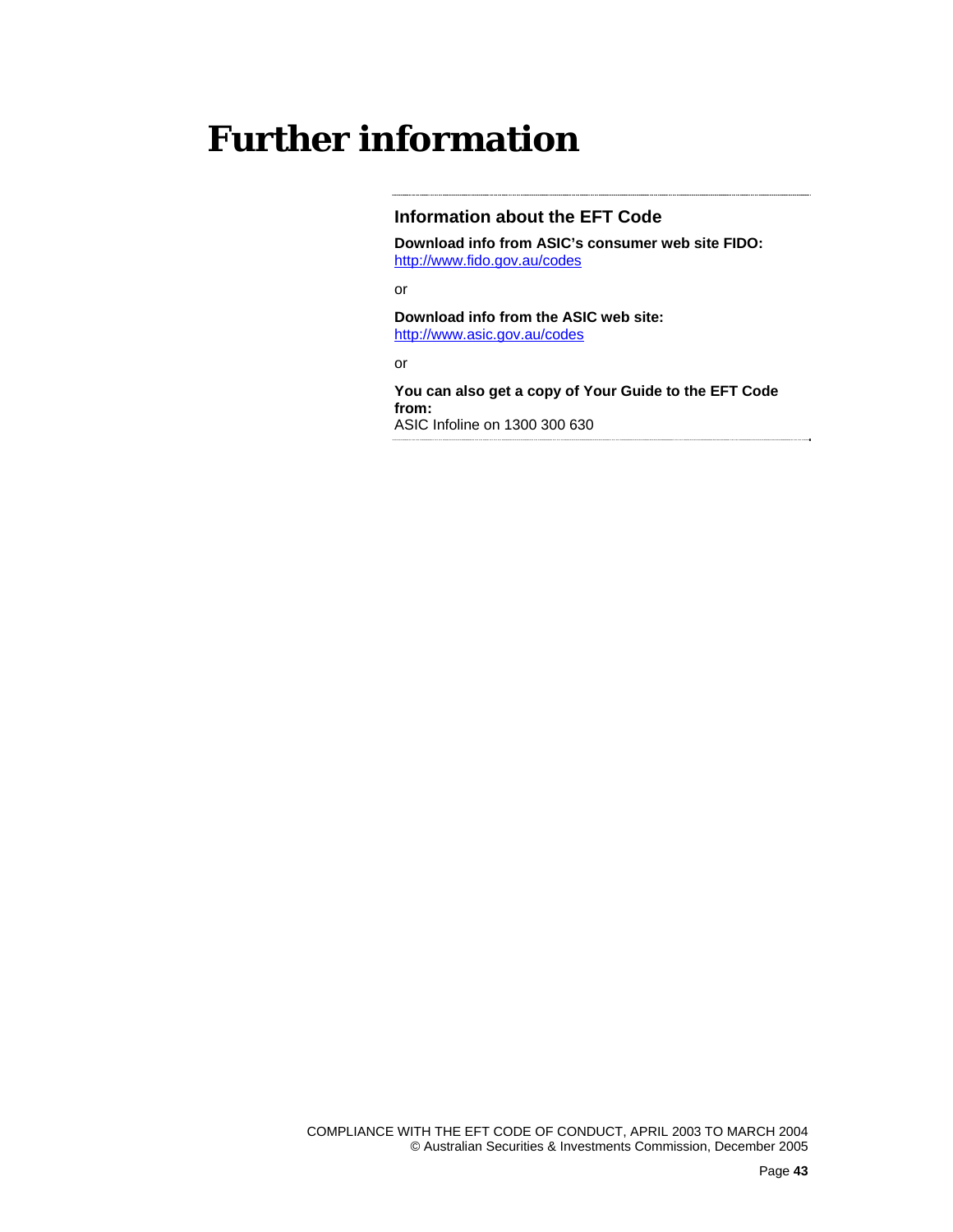# Further information

## Information about the EFT Code

**Download info from ASIC's consumer web site FIDO:**
http://www.fido.gov.au/codes

or

**Download info from the ASIC web site:**
http://www.asic.gov.au/codes

or

**You can also get a copy of Your Guide to the EFT Code from:**
ASIC Infoline on 1300 300 630